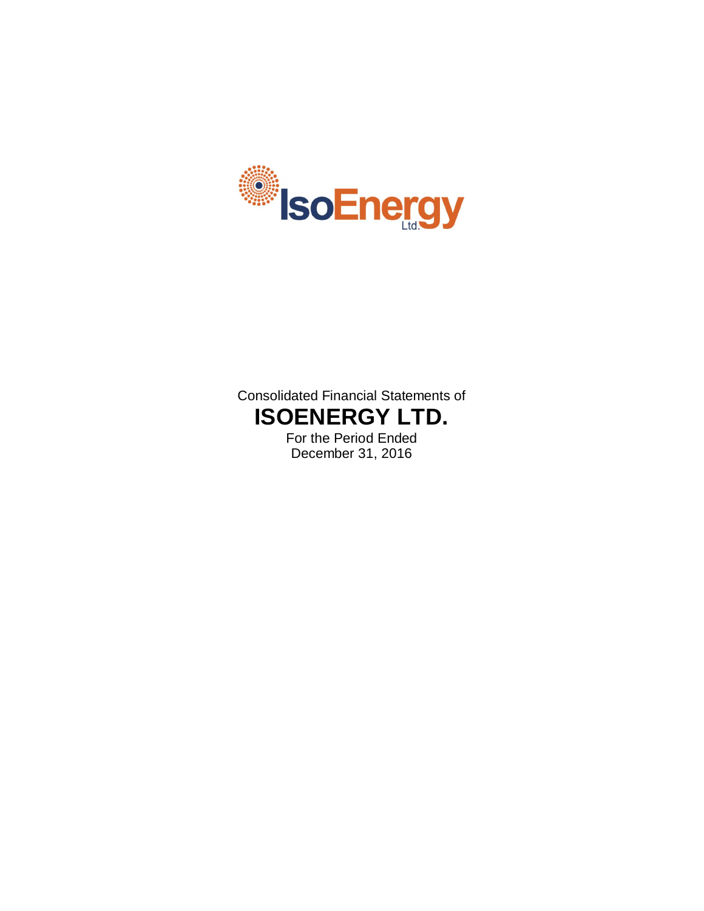IsoEnergy Ltd.

Consolidated Financial Statements of

# ISOENERGY LTD.

For the Period Ended
December 31, 2016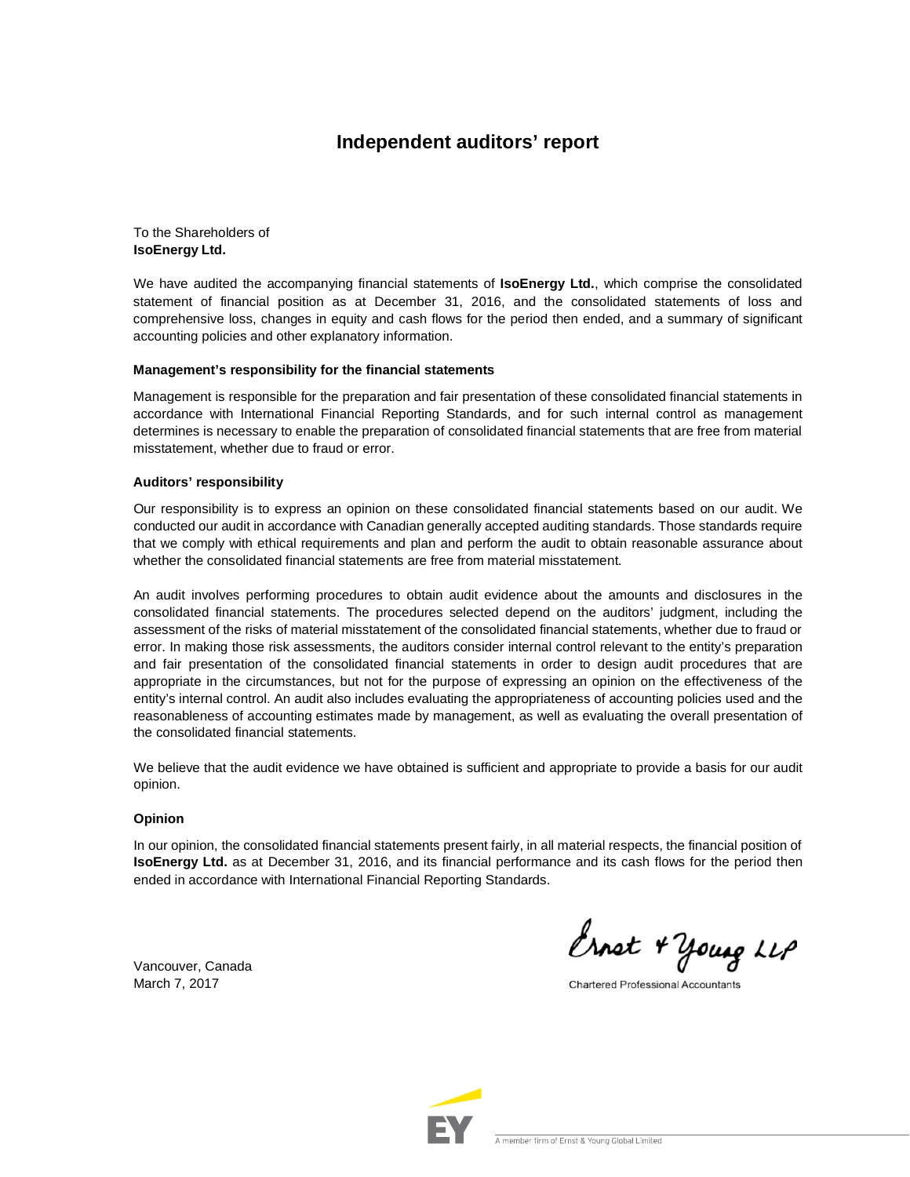# Independent auditors' report

To the Shareholders of
**IsoEnergy Ltd.**

We have audited the accompanying financial statements of **IsoEnergy Ltd.**, which comprise the consolidated statement of financial position as at December 31, 2016, and the consolidated statements of loss and comprehensive loss, changes in equity and cash flows for the period then ended, and a summary of significant accounting policies and other explanatory information.

**Management's responsibility for the financial statements**

Management is responsible for the preparation and fair presentation of these consolidated financial statements in accordance with International Financial Reporting Standards, and for such internal control as management determines is necessary to enable the preparation of consolidated financial statements that are free from material misstatement, whether due to fraud or error.

**Auditors' responsibility**

Our responsibility is to express an opinion on these consolidated financial statements based on our audit. We conducted our audit in accordance with Canadian generally accepted auditing standards. Those standards require that we comply with ethical requirements and plan and perform the audit to obtain reasonable assurance about whether the consolidated financial statements are free from material misstatement.

An audit involves performing procedures to obtain audit evidence about the amounts and disclosures in the consolidated financial statements. The procedures selected depend on the auditors' judgment, including the assessment of the risks of material misstatement of the consolidated financial statements, whether due to fraud or error. In making those risk assessments, the auditors consider internal control relevant to the entity's preparation and fair presentation of the consolidated financial statements in order to design audit procedures that are appropriate in the circumstances, but not for the purpose of expressing an opinion on the effectiveness of the entity's internal control. An audit also includes evaluating the appropriateness of accounting policies used and the reasonableness of accounting estimates made by management, as well as evaluating the overall presentation of the consolidated financial statements.

We believe that the audit evidence we have obtained is sufficient and appropriate to provide a basis for our audit opinion.

**Opinion**

In our opinion, the consolidated financial statements present fairly, in all material respects, the financial position of **IsoEnergy Ltd.** as at December 31, 2016, and its financial performance and its cash flows for the period then ended in accordance with International Financial Reporting Standards.

Ernst & Young LLP
Chartered Professional Accountants

Vancouver, Canada
March 7, 2017

A member firm of Ernst & Young Global Limited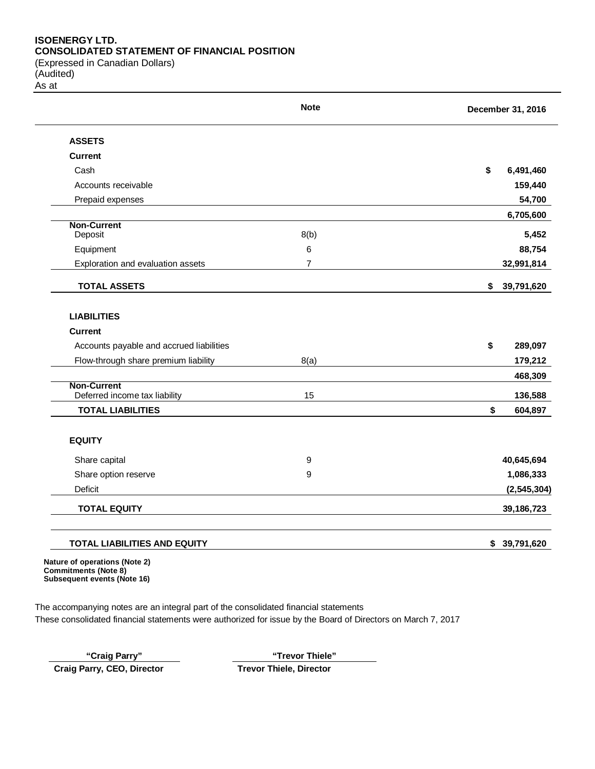**ISOENERGY LTD.**
**CONSOLIDATED STATEMENT OF FINANCIAL POSITION**
(Expressed in Canadian Dollars)
(Audited)
As at

| | Note | December 31, 2016 |
|---|---|---|
| **ASSETS** | | |
| **Current** | | |
| Cash | | $ 6,491,460 |
| Accounts receivable | | 159,440 |
| Prepaid expenses | | 54,700 |
| | | 6,705,600 |
| **Non-Current** | | |
| Deposit | 8(b) | 5,452 |
| Equipment | 6 | 88,754 |
| Exploration and evaluation assets | 7 | 32,991,814 |
| **TOTAL ASSETS** | | $ 39,791,620 |
| **LIABILITIES** | | |
| **Current** | | |
| Accounts payable and accrued liabilities | | $ 289,097 |
| Flow-through share premium liability | 8(a) | 179,212 |
| | | 468,309 |
| **Non-Current** | | |
| Deferred income tax liability | 15 | 136,588 |
| **TOTAL LIABILITIES** | | $ 604,897 |
| **EQUITY** | | |
| Share capital | 9 | 40,645,694 |
| Share option reserve | 9 | 1,086,333 |
| Deficit | | (2,545,304) |
| **TOTAL EQUITY** | | 39,186,723 |
| **TOTAL LIABILITIES AND EQUITY** | | $ 39,791,620 |

**Nature of operations (Note 2)**
**Commitments (Note 8)**
**Subsequent events (Note 16)**

The accompanying notes are an integral part of the consolidated financial statements
These consolidated financial statements were authorized for issue by the Board of Directors on March 7, 2017

| "Craig Parry" | "Trevor Thiele" |
|---|---|
| **Craig Parry, CEO, Director** | **Trevor Thiele, Director** |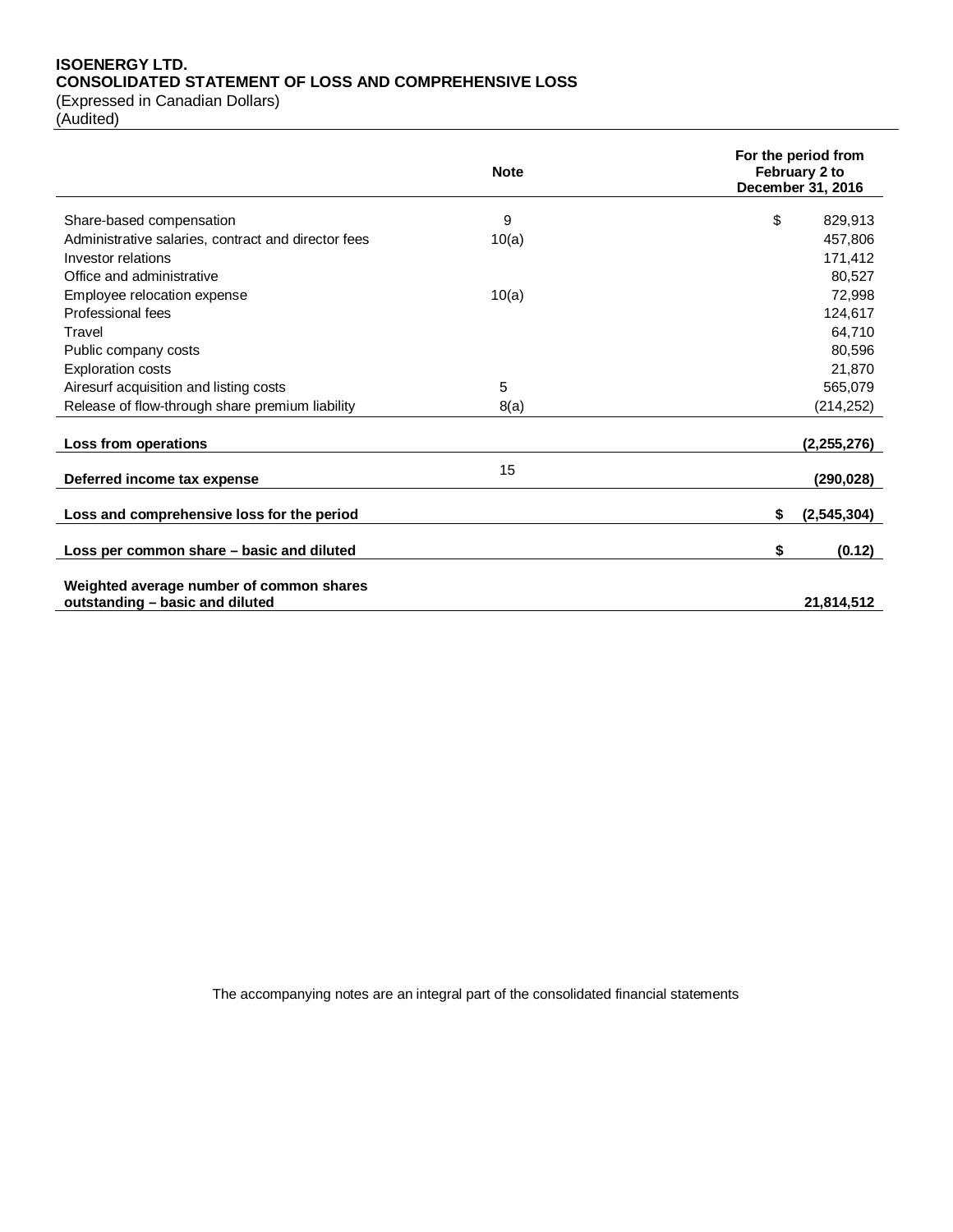**ISOENERGY LTD.**
**CONSOLIDATED STATEMENT OF LOSS AND COMPREHENSIVE LOSS**
(Expressed in Canadian Dollars)
(Audited)

| | Note | For the period from February 2 to December 31, 2016 |
|---|---|---|
| Share-based compensation | 9 | $ 829,913 |
| Administrative salaries, contract and director fees | 10(a) | 457,806 |
| Investor relations | | 171,412 |
| Office and administrative | | 80,527 |
| Employee relocation expense | 10(a) | 72,998 |
| Professional fees | | 124,617 |
| Travel | | 64,710 |
| Public company costs | | 80,596 |
| Exploration costs | | 21,870 |
| Airesurf acquisition and listing costs | 5 | 565,079 |
| Release of flow-through share premium liability | 8(a) | (214,252) |
| **Loss from operations** | | **(2,255,276)** |
| **Deferred income tax expense** | 15 | **(290,028)** |
| **Loss and comprehensive loss for the period** | | **$ (2,545,304)** |
| **Loss per common share – basic and diluted** | | **$ (0.12)** |
| **Weighted average number of common shares outstanding – basic and diluted** | | **21,814,512** |

The accompanying notes are an integral part of the consolidated financial statements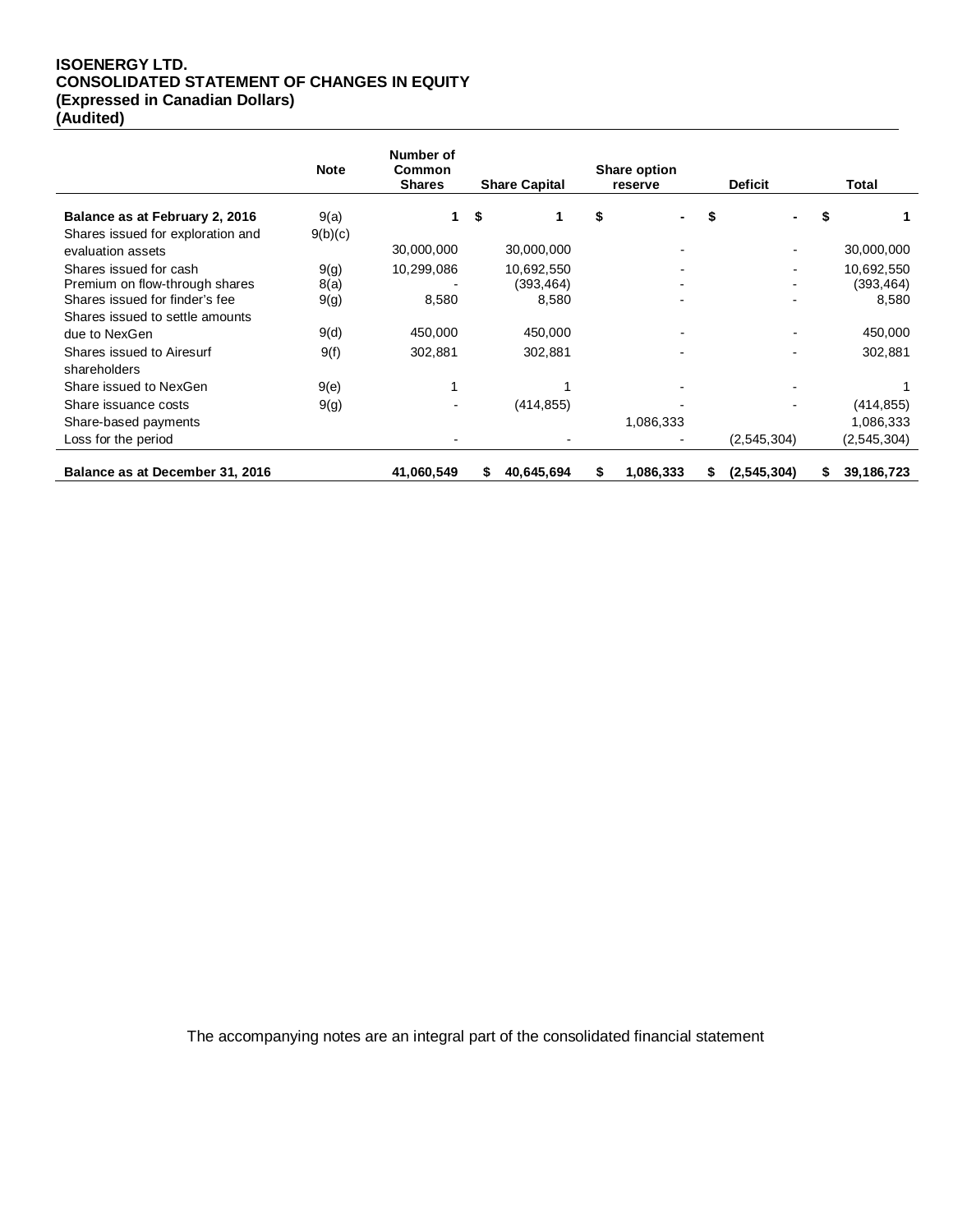**ISOENERGY LTD.**
**CONSOLIDATED STATEMENT OF CHANGES IN EQUITY**
**(Expressed in Canadian Dollars)**
**(Audited)**

| | Note | Number of Common Shares | Share Capital | Share option reserve | Deficit | Total |
|---|---|---|---|---|---|---|
| **Balance as at February 2, 2016** | 9(a) | **1** | **$ 1** | **$ -** | **$ -** | **$ 1** |
| Shares issued for exploration and evaluation assets | 9(b)(c) | 30,000,000 | 30,000,000 | - | - | 30,000,000 |
| Shares issued for cash | 9(g) | 10,299,086 | 10,692,550 | - | - | 10,692,550 |
| Premium on flow-through shares | 8(a) | - | (393,464) | - | - | (393,464) |
| Shares issued for finder's fee | 9(g) | 8,580 | 8,580 | - | - | 8,580 |
| Shares issued to settle amounts due to NexGen | 9(d) | 450,000 | 450,000 | - | - | 450,000 |
| Shares issued to Airesurf shareholders | 9(f) | 302,881 | 302,881 | - | - | 302,881 |
| Share issued to NexGen | 9(e) | 1 | 1 | - | - | 1 |
| Share issuance costs | 9(g) | - | (414,855) | - | - | (414,855) |
| Share-based payments | | | | 1,086,333 | | 1,086,333 |
| Loss for the period | | - | - | - | (2,545,304) | (2,545,304) |
| **Balance as at December 31, 2016** | | **41,060,549** | **$ 40,645,694** | **$ 1,086,333** | **$ (2,545,304)** | **$ 39,186,723** |

The accompanying notes are an integral part of the consolidated financial statement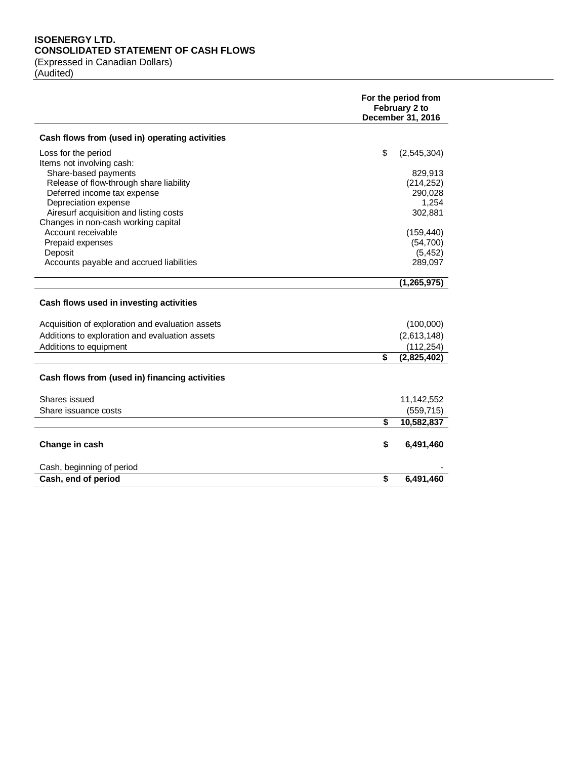**ISOENERGY LTD.**
**CONSOLIDATED STATEMENT OF CASH FLOWS**
(Expressed in Canadian Dollars)
(Audited)

| | For the period from February 2 to December 31, 2016 |
|---|---|
| **Cash flows from (used in) operating activities** | |
| Loss for the period | $ (2,545,304) |
| Items not involving cash: | |
| Share-based payments | 829,913 |
| Release of flow-through share liability | (214,252) |
| Deferred income tax expense | 290,028 |
| Depreciation expense | 1,254 |
| Airesurf acquisition and listing costs | 302,881 |
| Changes in non-cash working capital | |
| Account receivable | (159,440) |
| Prepaid expenses | (54,700) |
| Deposit | (5,452) |
| Accounts payable and accrued liabilities | 289,097 |
| | **(1,265,975)** |
| **Cash flows used in investing activities** | |
| Acquisition of exploration and evaluation assets | (100,000) |
| Additions to exploration and evaluation assets | (2,613,148) |
| Additions to equipment | (112,254) |
| | **$ (2,825,402)** |
| **Cash flows from (used in) financing activities** | |
| Shares issued | 11,142,552 |
| Share issuance costs | (559,715) |
| | **$ 10,582,837** |
| **Change in cash** | **$ 6,491,460** |
| Cash, beginning of period | - |
| **Cash, end of period** | **$ 6,491,460** |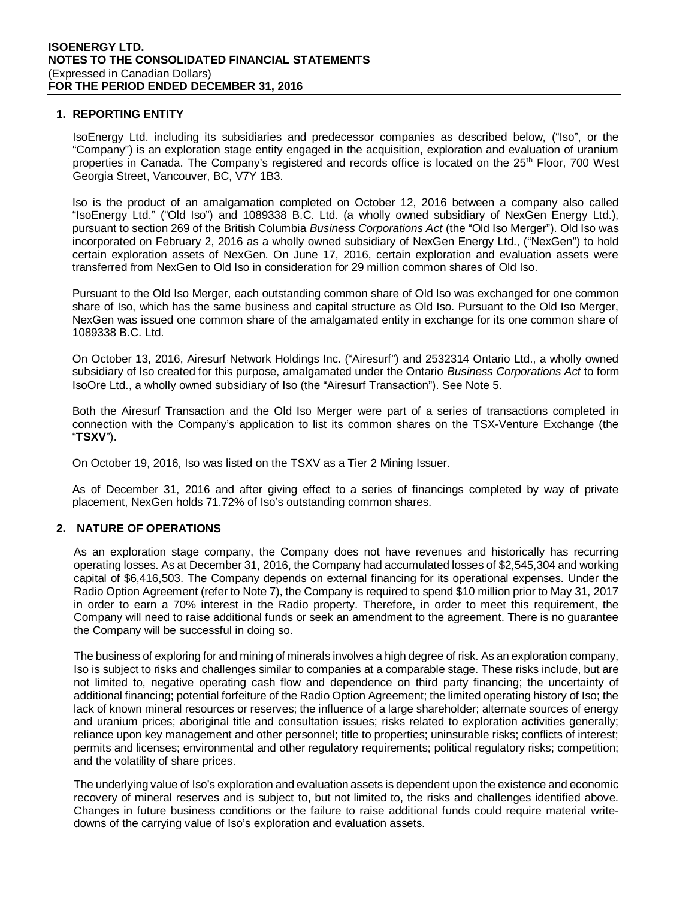## 1. REPORTING ENTITY

IsoEnergy Ltd. including its subsidiaries and predecessor companies as described below, ("Iso", or the "Company") is an exploration stage entity engaged in the acquisition, exploration and evaluation of uranium properties in Canada. The Company's registered and records office is located on the 25th Floor, 700 West Georgia Street, Vancouver, BC, V7Y 1B3.

Iso is the product of an amalgamation completed on October 12, 2016 between a company also called "IsoEnergy Ltd." ("Old Iso") and 1089338 B.C. Ltd. (a wholly owned subsidiary of NexGen Energy Ltd.), pursuant to section 269 of the British Columbia *Business Corporations Act* (the "Old Iso Merger"). Old Iso was incorporated on February 2, 2016 as a wholly owned subsidiary of NexGen Energy Ltd., ("NexGen") to hold certain exploration assets of NexGen. On June 17, 2016, certain exploration and evaluation assets were transferred from NexGen to Old Iso in consideration for 29 million common shares of Old Iso.

Pursuant to the Old Iso Merger, each outstanding common share of Old Iso was exchanged for one common share of Iso, which has the same business and capital structure as Old Iso. Pursuant to the Old Iso Merger, NexGen was issued one common share of the amalgamated entity in exchange for its one common share of 1089338 B.C. Ltd.

On October 13, 2016, Airesurf Network Holdings Inc. ("Airesurf") and 2532314 Ontario Ltd., a wholly owned subsidiary of Iso created for this purpose, amalgamated under the Ontario *Business Corporations Act* to form IsoOre Ltd., a wholly owned subsidiary of Iso (the "Airesurf Transaction"). See Note 5.

Both the Airesurf Transaction and the Old Iso Merger were part of a series of transactions completed in connection with the Company's application to list its common shares on the TSX-Venture Exchange (the "**TSXV**").

On October 19, 2016, Iso was listed on the TSXV as a Tier 2 Mining Issuer.

As of December 31, 2016 and after giving effect to a series of financings completed by way of private placement, NexGen holds 71.72% of Iso's outstanding common shares.

## 2. NATURE OF OPERATIONS

As an exploration stage company, the Company does not have revenues and historically has recurring operating losses. As at December 31, 2016, the Company had accumulated losses of $2,545,304 and working capital of $6,416,503. The Company depends on external financing for its operational expenses. Under the Radio Option Agreement (refer to Note 7), the Company is required to spend $10 million prior to May 31, 2017 in order to earn a 70% interest in the Radio property. Therefore, in order to meet this requirement, the Company will need to raise additional funds or seek an amendment to the agreement. There is no guarantee the Company will be successful in doing so.

The business of exploring for and mining of minerals involves a high degree of risk. As an exploration company, Iso is subject to risks and challenges similar to companies at a comparable stage. These risks include, but are not limited to, negative operating cash flow and dependence on third party financing; the uncertainty of additional financing; potential forfeiture of the Radio Option Agreement; the limited operating history of Iso; the lack of known mineral resources or reserves; the influence of a large shareholder; alternate sources of energy and uranium prices; aboriginal title and consultation issues; risks related to exploration activities generally; reliance upon key management and other personnel; title to properties; uninsurable risks; conflicts of interest; permits and licenses; environmental and other regulatory requirements; political regulatory risks; competition; and the volatility of share prices.

The underlying value of Iso's exploration and evaluation assets is dependent upon the existence and economic recovery of mineral reserves and is subject to, but not limited to, the risks and challenges identified above. Changes in future business conditions or the failure to raise additional funds could require material write-downs of the carrying value of Iso's exploration and evaluation assets.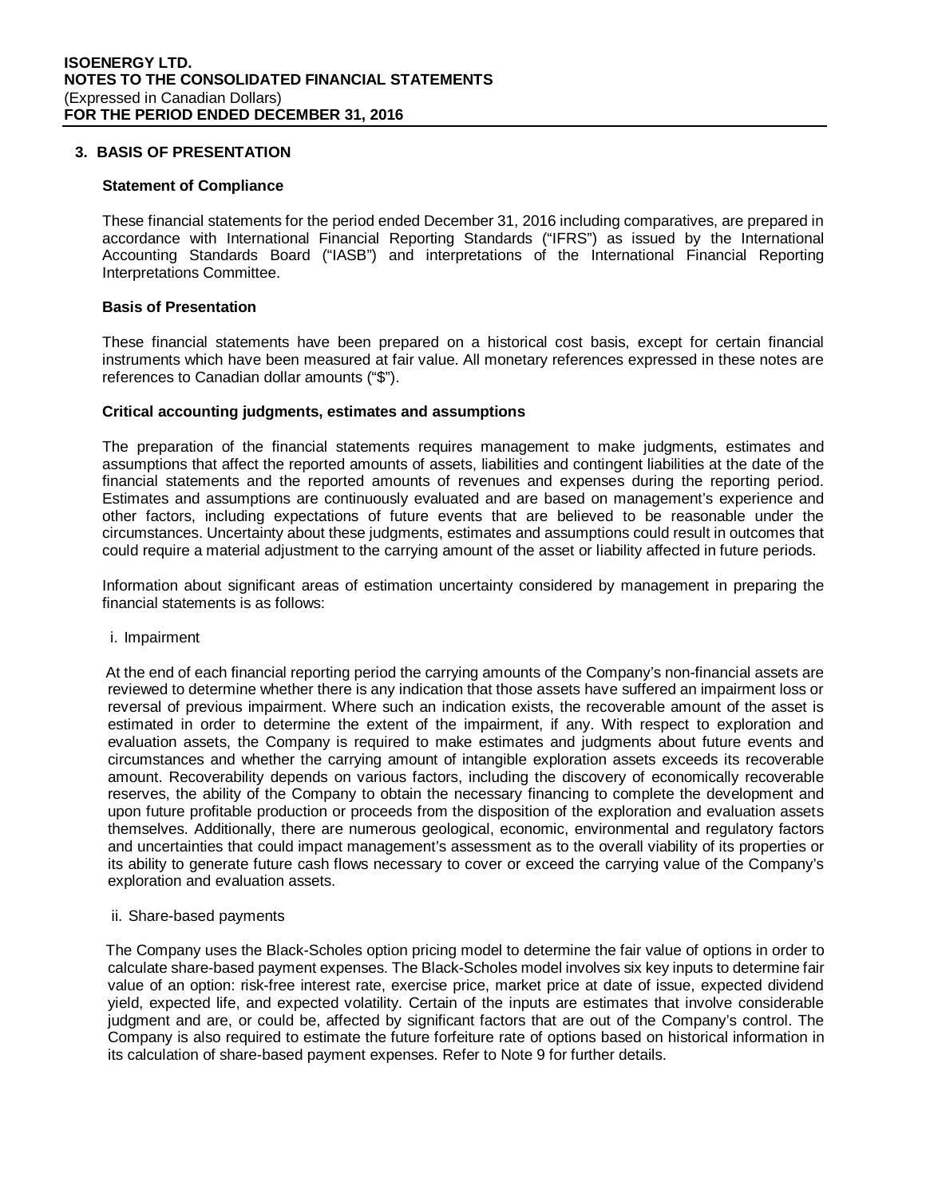## 3. BASIS OF PRESENTATION

### Statement of Compliance

These financial statements for the period ended December 31, 2016 including comparatives, are prepared in accordance with International Financial Reporting Standards ("IFRS") as issued by the International Accounting Standards Board ("IASB") and interpretations of the International Financial Reporting Interpretations Committee.

### Basis of Presentation

These financial statements have been prepared on a historical cost basis, except for certain financial instruments which have been measured at fair value. All monetary references expressed in these notes are references to Canadian dollar amounts ("$").

### Critical accounting judgments, estimates and assumptions

The preparation of the financial statements requires management to make judgments, estimates and assumptions that affect the reported amounts of assets, liabilities and contingent liabilities at the date of the financial statements and the reported amounts of revenues and expenses during the reporting period. Estimates and assumptions are continuously evaluated and are based on management's experience and other factors, including expectations of future events that are believed to be reasonable under the circumstances. Uncertainty about these judgments, estimates and assumptions could result in outcomes that could require a material adjustment to the carrying amount of the asset or liability affected in future periods.

Information about significant areas of estimation uncertainty considered by management in preparing the financial statements is as follows:

i. Impairment

At the end of each financial reporting period the carrying amounts of the Company's non-financial assets are reviewed to determine whether there is any indication that those assets have suffered an impairment loss or reversal of previous impairment. Where such an indication exists, the recoverable amount of the asset is estimated in order to determine the extent of the impairment, if any. With respect to exploration and evaluation assets, the Company is required to make estimates and judgments about future events and circumstances and whether the carrying amount of intangible exploration assets exceeds its recoverable amount. Recoverability depends on various factors, including the discovery of economically recoverable reserves, the ability of the Company to obtain the necessary financing to complete the development and upon future profitable production or proceeds from the disposition of the exploration and evaluation assets themselves. Additionally, there are numerous geological, economic, environmental and regulatory factors and uncertainties that could impact management's assessment as to the overall viability of its properties or its ability to generate future cash flows necessary to cover or exceed the carrying value of the Company's exploration and evaluation assets.

ii. Share-based payments

The Company uses the Black-Scholes option pricing model to determine the fair value of options in order to calculate share-based payment expenses. The Black-Scholes model involves six key inputs to determine fair value of an option: risk-free interest rate, exercise price, market price at date of issue, expected dividend yield, expected life, and expected volatility. Certain of the inputs are estimates that involve considerable judgment and are, or could be, affected by significant factors that are out of the Company's control. The Company is also required to estimate the future forfeiture rate of options based on historical information in its calculation of share-based payment expenses. Refer to Note 9 for further details.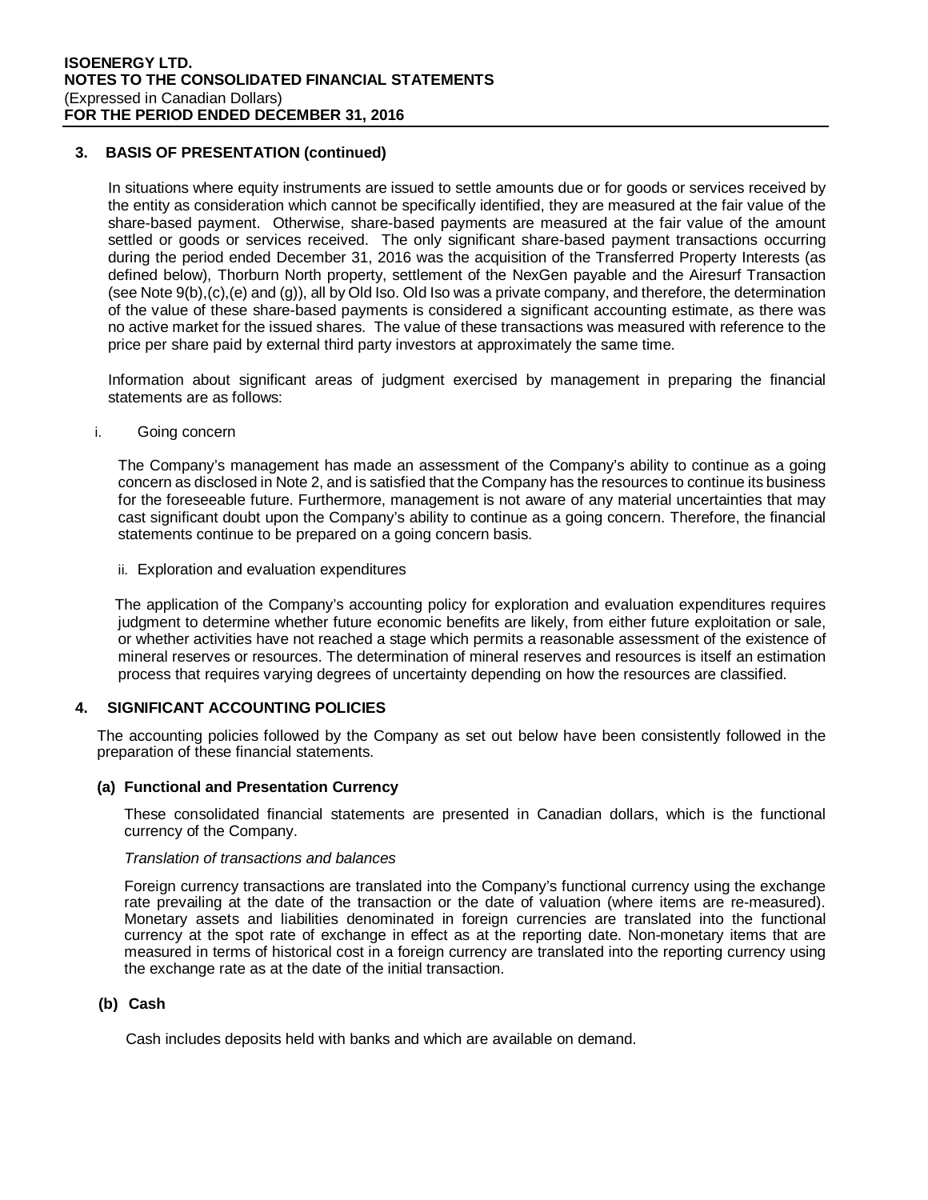### 3. BASIS OF PRESENTATION (continued)

In situations where equity instruments are issued to settle amounts due or for goods or services received by the entity as consideration which cannot be specifically identified, they are measured at the fair value of the share-based payment. Otherwise, share-based payments are measured at the fair value of the amount settled or goods or services received. The only significant share-based payment transactions occurring during the period ended December 31, 2016 was the acquisition of the Transferred Property Interests (as defined below), Thorburn North property, settlement of the NexGen payable and the Airesurf Transaction (see Note 9(b),(c),(e) and (g)), all by Old Iso. Old Iso was a private company, and therefore, the determination of the value of these share-based payments is considered a significant accounting estimate, as there was no active market for the issued shares. The value of these transactions was measured with reference to the price per share paid by external third party investors at approximately the same time.

Information about significant areas of judgment exercised by management in preparing the financial statements are as follows:

i. Going concern

The Company's management has made an assessment of the Company's ability to continue as a going concern as disclosed in Note 2, and is satisfied that the Company has the resources to continue its business for the foreseeable future. Furthermore, management is not aware of any material uncertainties that may cast significant doubt upon the Company's ability to continue as a going concern. Therefore, the financial statements continue to be prepared on a going concern basis.

ii. Exploration and evaluation expenditures

The application of the Company's accounting policy for exploration and evaluation expenditures requires judgment to determine whether future economic benefits are likely, from either future exploitation or sale, or whether activities have not reached a stage which permits a reasonable assessment of the existence of mineral reserves or resources. The determination of mineral reserves and resources is itself an estimation process that requires varying degrees of uncertainty depending on how the resources are classified.

### 4. SIGNIFICANT ACCOUNTING POLICIES

The accounting policies followed by the Company as set out below have been consistently followed in the preparation of these financial statements.

#### (a) Functional and Presentation Currency

These consolidated financial statements are presented in Canadian dollars, which is the functional currency of the Company.

*Translation of transactions and balances*

Foreign currency transactions are translated into the Company's functional currency using the exchange rate prevailing at the date of the transaction or the date of valuation (where items are re-measured). Monetary assets and liabilities denominated in foreign currencies are translated into the functional currency at the spot rate of exchange in effect as at the reporting date. Non-monetary items that are measured in terms of historical cost in a foreign currency are translated into the reporting currency using the exchange rate as at the date of the initial transaction.

#### (b) Cash

Cash includes deposits held with banks and which are available on demand.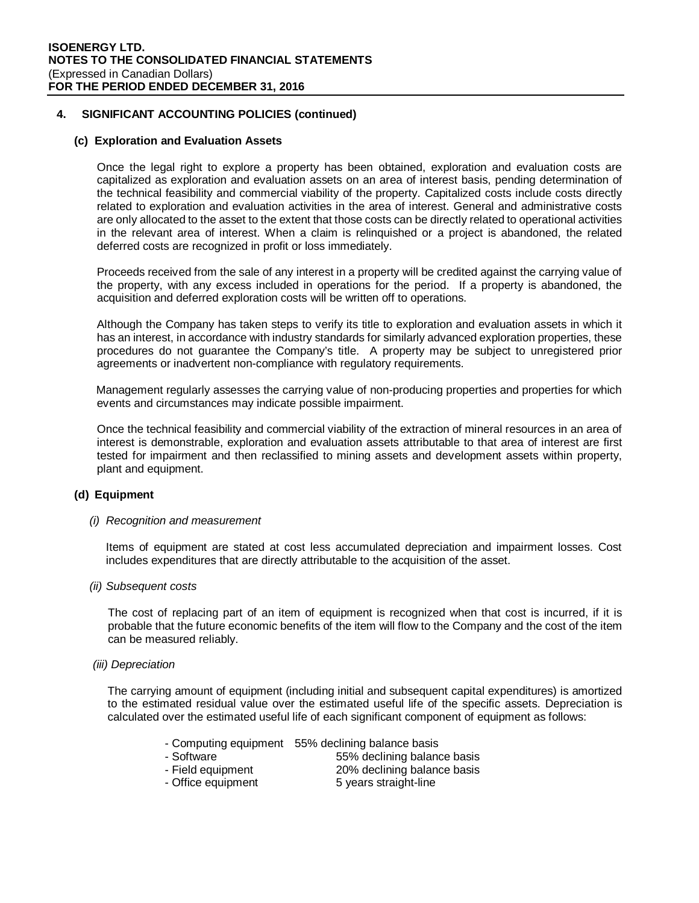## 4. SIGNIFICANT ACCOUNTING POLICIES (continued)

### (c) Exploration and Evaluation Assets

Once the legal right to explore a property has been obtained, exploration and evaluation costs are capitalized as exploration and evaluation assets on an area of interest basis, pending determination of the technical feasibility and commercial viability of the property. Capitalized costs include costs directly related to exploration and evaluation activities in the area of interest. General and administrative costs are only allocated to the asset to the extent that those costs can be directly related to operational activities in the relevant area of interest. When a claim is relinquished or a project is abandoned, the related deferred costs are recognized in profit or loss immediately.

Proceeds received from the sale of any interest in a property will be credited against the carrying value of the property, with any excess included in operations for the period. If a property is abandoned, the acquisition and deferred exploration costs will be written off to operations.

Although the Company has taken steps to verify its title to exploration and evaluation assets in which it has an interest, in accordance with industry standards for similarly advanced exploration properties, these procedures do not guarantee the Company's title. A property may be subject to unregistered prior agreements or inadvertent non-compliance with regulatory requirements.

Management regularly assesses the carrying value of non-producing properties and properties for which events and circumstances may indicate possible impairment.

Once the technical feasibility and commercial viability of the extraction of mineral resources in an area of interest is demonstrable, exploration and evaluation assets attributable to that area of interest are first tested for impairment and then reclassified to mining assets and development assets within property, plant and equipment.

### (d) Equipment

*(i) Recognition and measurement*

Items of equipment are stated at cost less accumulated depreciation and impairment losses. Cost includes expenditures that are directly attributable to the acquisition of the asset.

*(ii) Subsequent costs*

The cost of replacing part of an item of equipment is recognized when that cost is incurred, if it is probable that the future economic benefits of the item will flow to the Company and the cost of the item can be measured reliably.

*(iii) Depreciation*

The carrying amount of equipment (including initial and subsequent capital expenditures) is amortized to the estimated residual value over the estimated useful life of the specific assets. Depreciation is calculated over the estimated useful life of each significant component of equipment as follows:

- Computing equipment 55% declining balance basis
- Software 55% declining balance basis
- Field equipment 20% declining balance basis
- Office equipment 5 years straight-line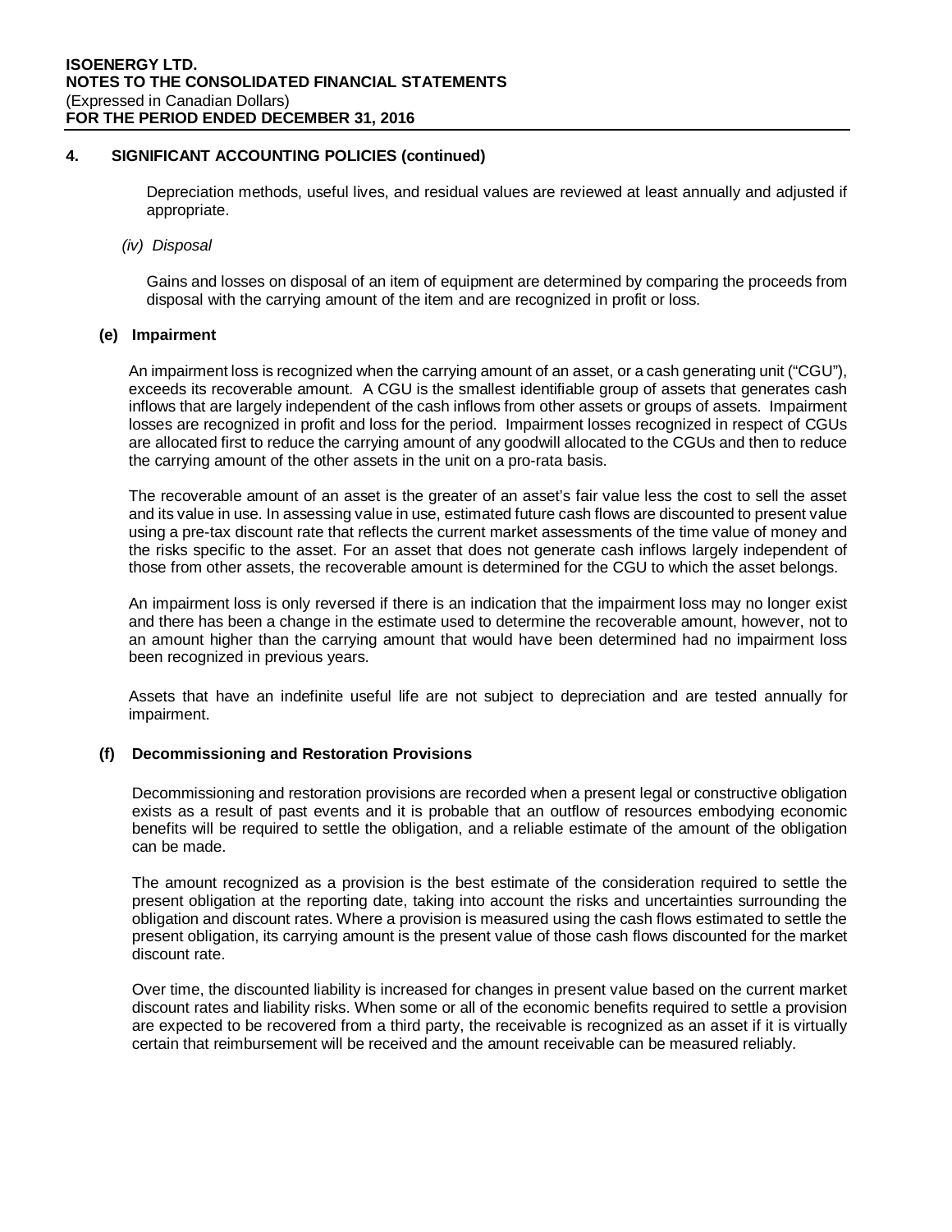## 4. SIGNIFICANT ACCOUNTING POLICIES (continued)

Depreciation methods, useful lives, and residual values are reviewed at least annually and adjusted if appropriate.

*(iv) Disposal*

Gains and losses on disposal of an item of equipment are determined by comparing the proceeds from disposal with the carrying amount of the item and are recognized in profit or loss.

### (e) Impairment

An impairment loss is recognized when the carrying amount of an asset, or a cash generating unit ("CGU"), exceeds its recoverable amount. A CGU is the smallest identifiable group of assets that generates cash inflows that are largely independent of the cash inflows from other assets or groups of assets. Impairment losses are recognized in profit and loss for the period. Impairment losses recognized in respect of CGUs are allocated first to reduce the carrying amount of any goodwill allocated to the CGUs and then to reduce the carrying amount of the other assets in the unit on a pro-rata basis.

The recoverable amount of an asset is the greater of an asset's fair value less the cost to sell the asset and its value in use. In assessing value in use, estimated future cash flows are discounted to present value using a pre-tax discount rate that reflects the current market assessments of the time value of money and the risks specific to the asset. For an asset that does not generate cash inflows largely independent of those from other assets, the recoverable amount is determined for the CGU to which the asset belongs.

An impairment loss is only reversed if there is an indication that the impairment loss may no longer exist and there has been a change in the estimate used to determine the recoverable amount, however, not to an amount higher than the carrying amount that would have been determined had no impairment loss been recognized in previous years.

Assets that have an indefinite useful life are not subject to depreciation and are tested annually for impairment.

### (f) Decommissioning and Restoration Provisions

Decommissioning and restoration provisions are recorded when a present legal or constructive obligation exists as a result of past events and it is probable that an outflow of resources embodying economic benefits will be required to settle the obligation, and a reliable estimate of the amount of the obligation can be made.

The amount recognized as a provision is the best estimate of the consideration required to settle the present obligation at the reporting date, taking into account the risks and uncertainties surrounding the obligation and discount rates. Where a provision is measured using the cash flows estimated to settle the present obligation, its carrying amount is the present value of those cash flows discounted for the market discount rate.

Over time, the discounted liability is increased for changes in present value based on the current market discount rates and liability risks. When some or all of the economic benefits required to settle a provision are expected to be recovered from a third party, the receivable is recognized as an asset if it is virtually certain that reimbursement will be received and the amount receivable can be measured reliably.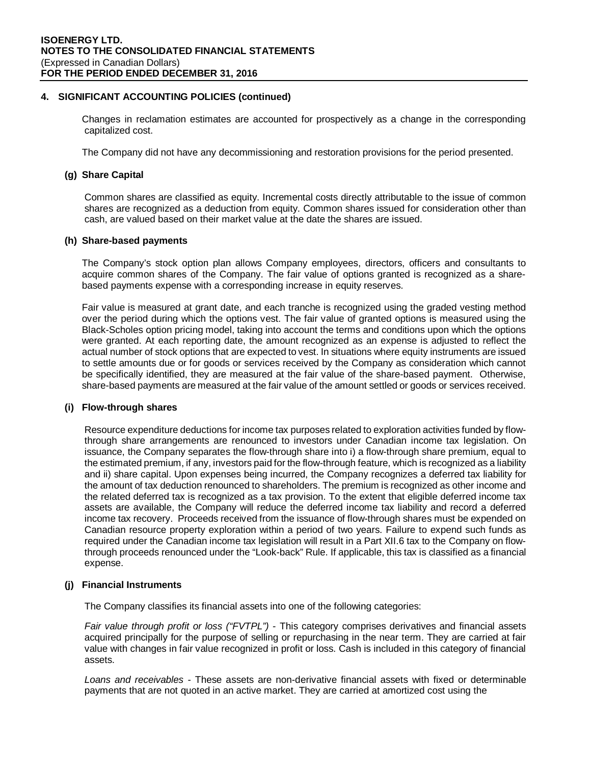## 4. SIGNIFICANT ACCOUNTING POLICIES (continued)

Changes in reclamation estimates are accounted for prospectively as a change in the corresponding capitalized cost.

The Company did not have any decommissioning and restoration provisions for the period presented.

### (g) Share Capital

Common shares are classified as equity. Incremental costs directly attributable to the issue of common shares are recognized as a deduction from equity. Common shares issued for consideration other than cash, are valued based on their market value at the date the shares are issued.

### (h) Share-based payments

The Company's stock option plan allows Company employees, directors, officers and consultants to acquire common shares of the Company. The fair value of options granted is recognized as a share-based payments expense with a corresponding increase in equity reserves.

Fair value is measured at grant date, and each tranche is recognized using the graded vesting method over the period during which the options vest. The fair value of granted options is measured using the Black-Scholes option pricing model, taking into account the terms and conditions upon which the options were granted. At each reporting date, the amount recognized as an expense is adjusted to reflect the actual number of stock options that are expected to vest. In situations where equity instruments are issued to settle amounts due or for goods or services received by the Company as consideration which cannot be specifically identified, they are measured at the fair value of the share-based payment. Otherwise, share-based payments are measured at the fair value of the amount settled or goods or services received.

### (i) Flow-through shares

Resource expenditure deductions for income tax purposes related to exploration activities funded by flow-through share arrangements are renounced to investors under Canadian income tax legislation. On issuance, the Company separates the flow-through share into i) a flow-through share premium, equal to the estimated premium, if any, investors paid for the flow-through feature, which is recognized as a liability and ii) share capital. Upon expenses being incurred, the Company recognizes a deferred tax liability for the amount of tax deduction renounced to shareholders. The premium is recognized as other income and the related deferred tax is recognized as a tax provision. To the extent that eligible deferred income tax assets are available, the Company will reduce the deferred income tax liability and record a deferred income tax recovery. Proceeds received from the issuance of flow-through shares must be expended on Canadian resource property exploration within a period of two years. Failure to expend such funds as required under the Canadian income tax legislation will result in a Part XII.6 tax to the Company on flow-through proceeds renounced under the "Look-back" Rule. If applicable, this tax is classified as a financial expense.

### (j) Financial Instruments

The Company classifies its financial assets into one of the following categories:

*Fair value through profit or loss ("FVTPL")* - This category comprises derivatives and financial assets acquired principally for the purpose of selling or repurchasing in the near term. They are carried at fair value with changes in fair value recognized in profit or loss. Cash is included in this category of financial assets.

*Loans and receivables* - These assets are non-derivative financial assets with fixed or determinable payments that are not quoted in an active market. They are carried at amortized cost using the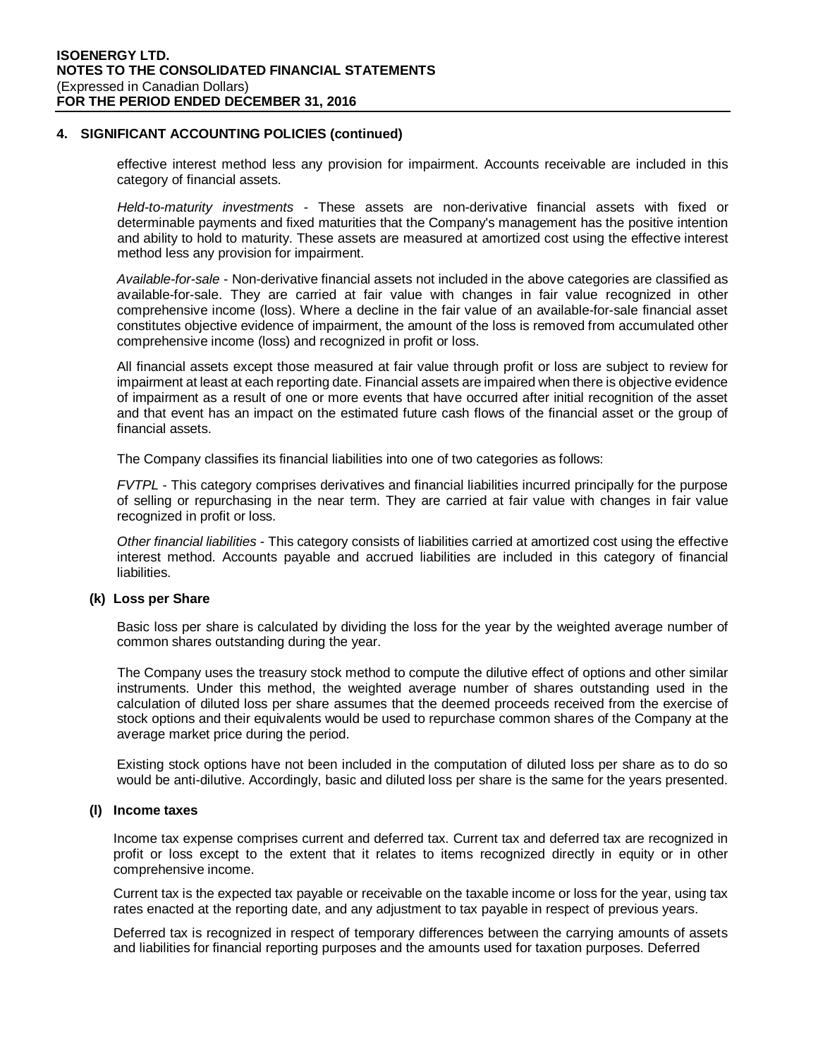## 4. SIGNIFICANT ACCOUNTING POLICIES (continued)

effective interest method less any provision for impairment. Accounts receivable are included in this category of financial assets.

*Held-to-maturity investments* - These assets are non-derivative financial assets with fixed or determinable payments and fixed maturities that the Company's management has the positive intention and ability to hold to maturity. These assets are measured at amortized cost using the effective interest method less any provision for impairment.

*Available-for-sale* - Non-derivative financial assets not included in the above categories are classified as available-for-sale. They are carried at fair value with changes in fair value recognized in other comprehensive income (loss). Where a decline in the fair value of an available-for-sale financial asset constitutes objective evidence of impairment, the amount of the loss is removed from accumulated other comprehensive income (loss) and recognized in profit or loss.

All financial assets except those measured at fair value through profit or loss are subject to review for impairment at least at each reporting date. Financial assets are impaired when there is objective evidence of impairment as a result of one or more events that have occurred after initial recognition of the asset and that event has an impact on the estimated future cash flows of the financial asset or the group of financial assets.

The Company classifies its financial liabilities into one of two categories as follows:

*FVTPL* - This category comprises derivatives and financial liabilities incurred principally for the purpose of selling or repurchasing in the near term. They are carried at fair value with changes in fair value recognized in profit or loss.

*Other financial liabilities* - This category consists of liabilities carried at amortized cost using the effective interest method. Accounts payable and accrued liabilities are included in this category of financial liabilities.

### (k) Loss per Share

Basic loss per share is calculated by dividing the loss for the year by the weighted average number of common shares outstanding during the year.

The Company uses the treasury stock method to compute the dilutive effect of options and other similar instruments. Under this method, the weighted average number of shares outstanding used in the calculation of diluted loss per share assumes that the deemed proceeds received from the exercise of stock options and their equivalents would be used to repurchase common shares of the Company at the average market price during the period.

Existing stock options have not been included in the computation of diluted loss per share as to do so would be anti-dilutive. Accordingly, basic and diluted loss per share is the same for the years presented.

### (l) Income taxes

Income tax expense comprises current and deferred tax. Current tax and deferred tax are recognized in profit or loss except to the extent that it relates to items recognized directly in equity or in other comprehensive income.

Current tax is the expected tax payable or receivable on the taxable income or loss for the year, using tax rates enacted at the reporting date, and any adjustment to tax payable in respect of previous years.

Deferred tax is recognized in respect of temporary differences between the carrying amounts of assets and liabilities for financial reporting purposes and the amounts used for taxation purposes. Deferred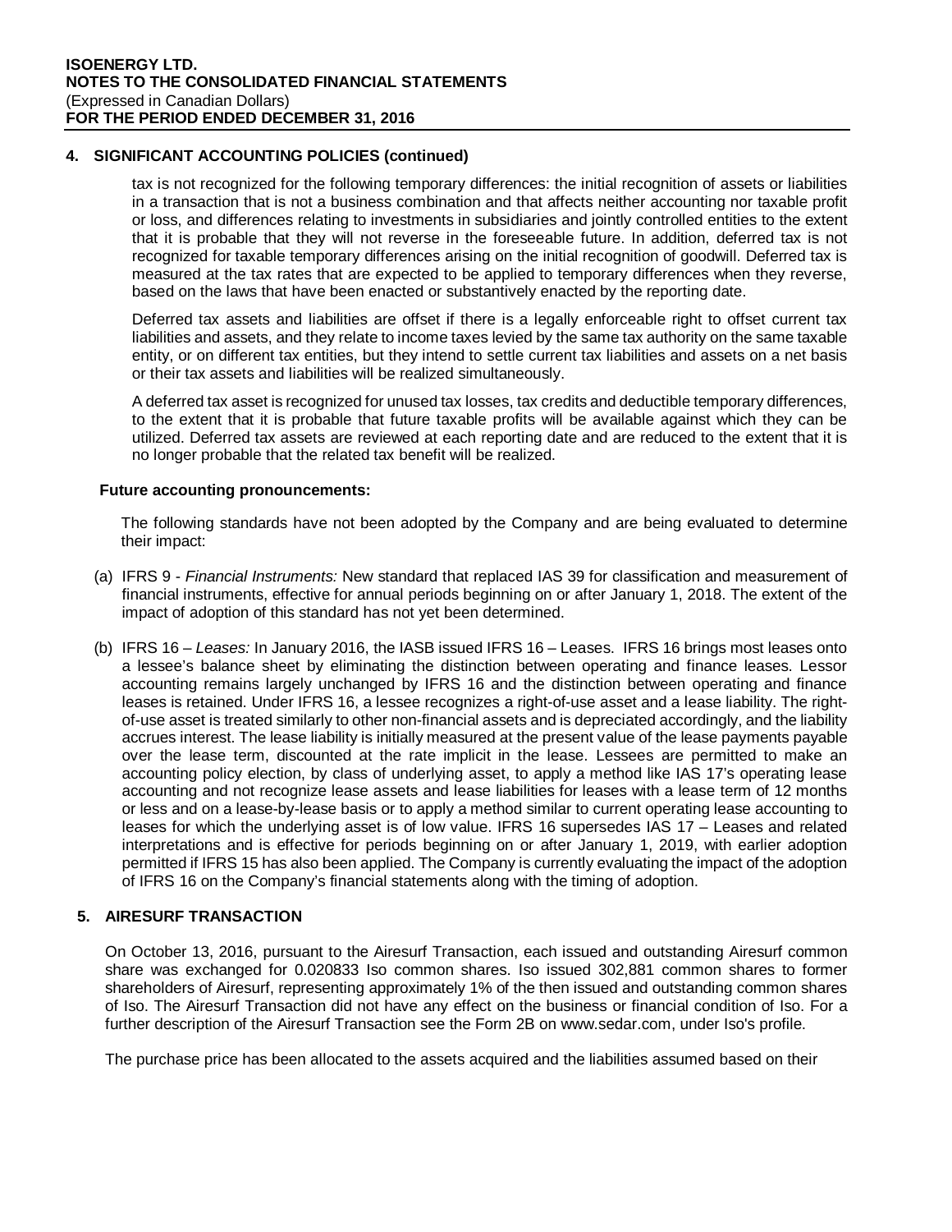## 4. SIGNIFICANT ACCOUNTING POLICIES (continued)

tax is not recognized for the following temporary differences: the initial recognition of assets or liabilities in a transaction that is not a business combination and that affects neither accounting nor taxable profit or loss, and differences relating to investments in subsidiaries and jointly controlled entities to the extent that it is probable that they will not reverse in the foreseeable future. In addition, deferred tax is not recognized for taxable temporary differences arising on the initial recognition of goodwill. Deferred tax is measured at the tax rates that are expected to be applied to temporary differences when they reverse, based on the laws that have been enacted or substantively enacted by the reporting date.

Deferred tax assets and liabilities are offset if there is a legally enforceable right to offset current tax liabilities and assets, and they relate to income taxes levied by the same tax authority on the same taxable entity, or on different tax entities, but they intend to settle current tax liabilities and assets on a net basis or their tax assets and liabilities will be realized simultaneously.

A deferred tax asset is recognized for unused tax losses, tax credits and deductible temporary differences, to the extent that it is probable that future taxable profits will be available against which they can be utilized. Deferred tax assets are reviewed at each reporting date and are reduced to the extent that it is no longer probable that the related tax benefit will be realized.

**Future accounting pronouncements:**

The following standards have not been adopted by the Company and are being evaluated to determine their impact:

(a) IFRS 9 - *Financial Instruments:* New standard that replaced IAS 39 for classification and measurement of financial instruments, effective for annual periods beginning on or after January 1, 2018. The extent of the impact of adoption of this standard has not yet been determined.

(b) IFRS 16 – *Leases:* In January 2016, the IASB issued IFRS 16 – Leases. IFRS 16 brings most leases onto a lessee's balance sheet by eliminating the distinction between operating and finance leases. Lessor accounting remains largely unchanged by IFRS 16 and the distinction between operating and finance leases is retained. Under IFRS 16, a lessee recognizes a right-of-use asset and a lease liability. The right-of-use asset is treated similarly to other non-financial assets and is depreciated accordingly, and the liability accrues interest. The lease liability is initially measured at the present value of the lease payments payable over the lease term, discounted at the rate implicit in the lease. Lessees are permitted to make an accounting policy election, by class of underlying asset, to apply a method like IAS 17's operating lease accounting and not recognize lease assets and lease liabilities for leases with a lease term of 12 months or less and on a lease-by-lease basis or to apply a method similar to current operating lease accounting to leases for which the underlying asset is of low value. IFRS 16 supersedes IAS 17 – Leases and related interpretations and is effective for periods beginning on or after January 1, 2019, with earlier adoption permitted if IFRS 15 has also been applied. The Company is currently evaluating the impact of the adoption of IFRS 16 on the Company's financial statements along with the timing of adoption.

## 5. AIRESURF TRANSACTION

On October 13, 2016, pursuant to the Airesurf Transaction, each issued and outstanding Airesurf common share was exchanged for 0.020833 Iso common shares. Iso issued 302,881 common shares to former shareholders of Airesurf, representing approximately 1% of the then issued and outstanding common shares of Iso. The Airesurf Transaction did not have any effect on the business or financial condition of Iso. For a further description of the Airesurf Transaction see the Form 2B on www.sedar.com, under Iso's profile.

The purchase price has been allocated to the assets acquired and the liabilities assumed based on their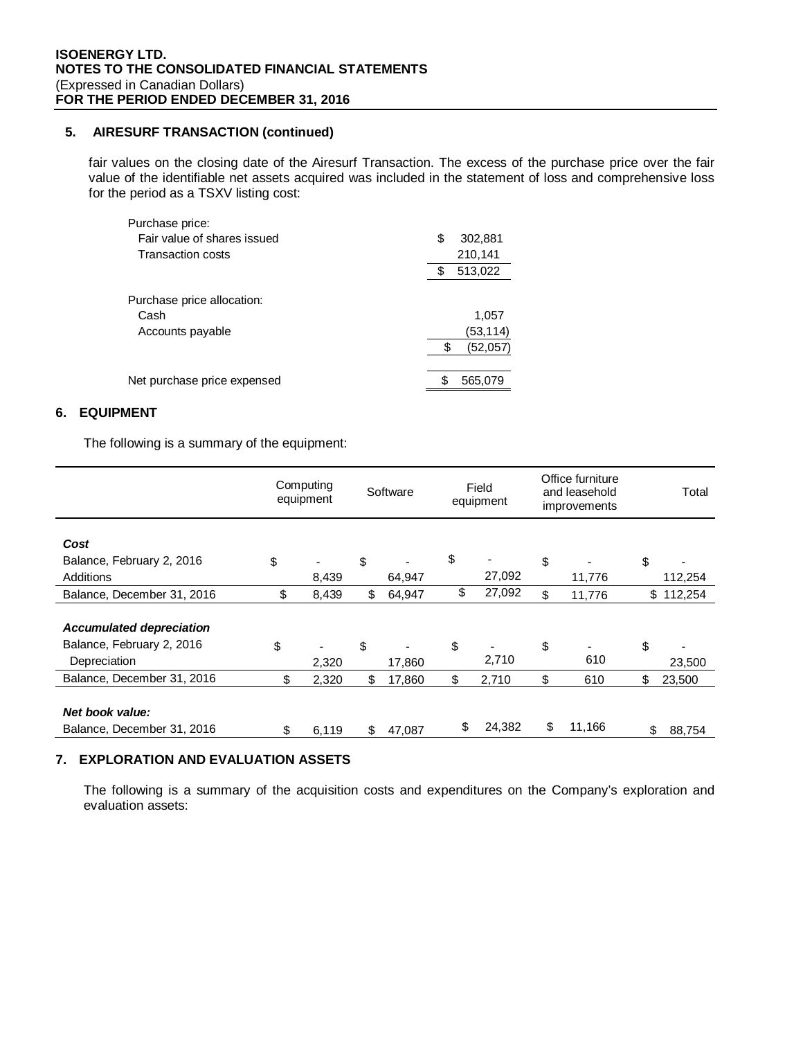### 5. AIRESURF TRANSACTION (continued)

fair values on the closing date of the Airesurf Transaction. The excess of the purchase price over the fair value of the identifiable net assets acquired was included in the statement of loss and comprehensive loss for the period as a TSXV listing cost:

| | |
|---|---|
| Purchase price: | |
| Fair value of shares issued | $ 302,881 |
| Transaction costs | 210,141 |
| | $ 513,022 |
| Purchase price allocation: | |
| Cash | 1,057 |
| Accounts payable | (53,114) |
| | $ (52,057) |
| Net purchase price expensed | $ 565,079 |

### 6. EQUIPMENT

The following is a summary of the equipment:

| | Computing equipment | Software | Field equipment | Office furniture and leasehold improvements | Total |
|---|---|---|---|---|---|
| ***Cost*** | | | | | |
| Balance, February 2, 2016 | $ - | $ - | $ - | $ - | $ - |
| Additions | 8,439 | 64,947 | 27,092 | 11,776 | 112,254 |
| Balance, December 31, 2016 | $ 8,439 | $ 64,947 | $ 27,092 | $ 11,776 | $ 112,254 |
| ***Accumulated depreciation*** | | | | | |
| Balance, February 2, 2016 | $ - | $ - | $ - | $ - | $ - |
| Depreciation | 2,320 | 17,860 | 2,710 | 610 | 23,500 |
| Balance, December 31, 2016 | $ 2,320 | $ 17,860 | $ 2,710 | $ 610 | $ 23,500 |
| ***Net book value:*** | | | | | |
| Balance, December 31, 2016 | $ 6,119 | $ 47,087 | $ 24,382 | $ 11,166 | $ 88,754 |

### 7. EXPLORATION AND EVALUATION ASSETS

The following is a summary of the acquisition costs and expenditures on the Company's exploration and evaluation assets: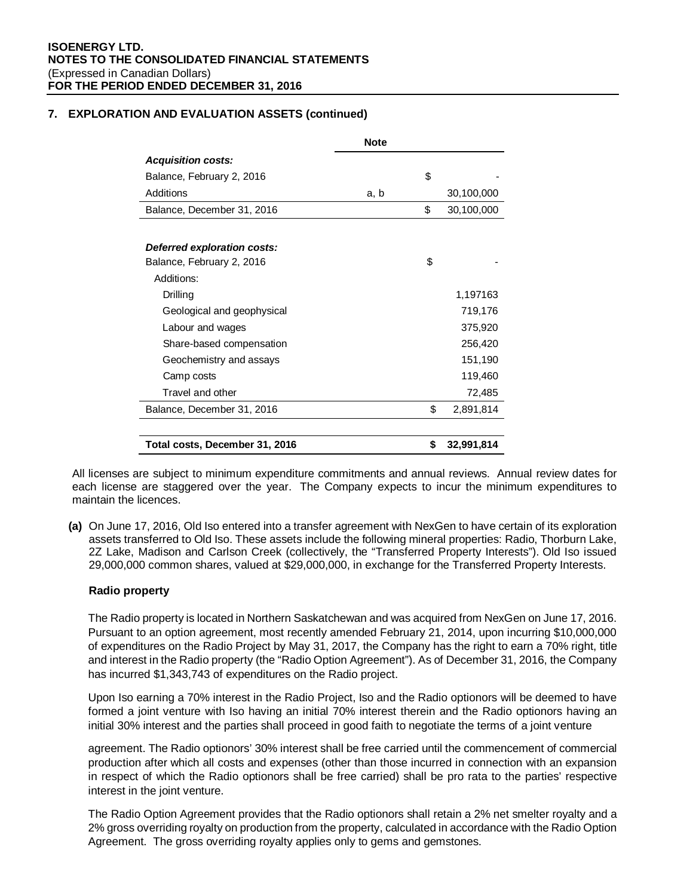## 7. EXPLORATION AND EVALUATION ASSETS (continued)

| | Note | |
|---|---|---|
| ***Acquisition costs:*** | | |
| Balance, February 2, 2016 | | $ - |
| Additions | a, b | 30,100,000 |
| Balance, December 31, 2016 | | $ 30,100,000 |
| | | |
| ***Deferred exploration costs:*** | | |
| Balance, February 2, 2016 | | $ - |
| Additions: | | |
| Drilling | | 1,197163 |
| Geological and geophysical | | 719,176 |
| Labour and wages | | 375,920 |
| Share-based compensation | | 256,420 |
| Geochemistry and assays | | 151,190 |
| Camp costs | | 119,460 |
| Travel and other | | 72,485 |
| Balance, December 31, 2016 | | $ 2,891,814 |
| | | |
| **Total costs, December 31, 2016** | | **$ 32,991,814** |

All licenses are subject to minimum expenditure commitments and annual reviews. Annual review dates for each license are staggered over the year. The Company expects to incur the minimum expenditures to maintain the licences.

**(a)** On June 17, 2016, Old Iso entered into a transfer agreement with NexGen to have certain of its exploration assets transferred to Old Iso. These assets include the following mineral properties: Radio, Thorburn Lake, 2Z Lake, Madison and Carlson Creek (collectively, the "Transferred Property Interests"). Old Iso issued 29,000,000 common shares, valued at $29,000,000, in exchange for the Transferred Property Interests.

**Radio property**

The Radio property is located in Northern Saskatchewan and was acquired from NexGen on June 17, 2016. Pursuant to an option agreement, most recently amended February 21, 2014, upon incurring $10,000,000 of expenditures on the Radio Project by May 31, 2017, the Company has the right to earn a 70% right, title and interest in the Radio property (the "Radio Option Agreement"). As of December 31, 2016, the Company has incurred $1,343,743 of expenditures on the Radio project.

Upon Iso earning a 70% interest in the Radio Project, Iso and the Radio optionors will be deemed to have formed a joint venture with Iso having an initial 70% interest therein and the Radio optionors having an initial 30% interest and the parties shall proceed in good faith to negotiate the terms of a joint venture agreement. The Radio optionors' 30% interest shall be free carried until the commencement of commercial production after which all costs and expenses (other than those incurred in connection with an expansion in respect of which the Radio optionors shall be free carried) shall be pro rata to the parties' respective interest in the joint venture.

The Radio Option Agreement provides that the Radio optionors shall retain a 2% net smelter royalty and a 2% gross overriding royalty on production from the property, calculated in accordance with the Radio Option Agreement. The gross overriding royalty applies only to gems and gemstones.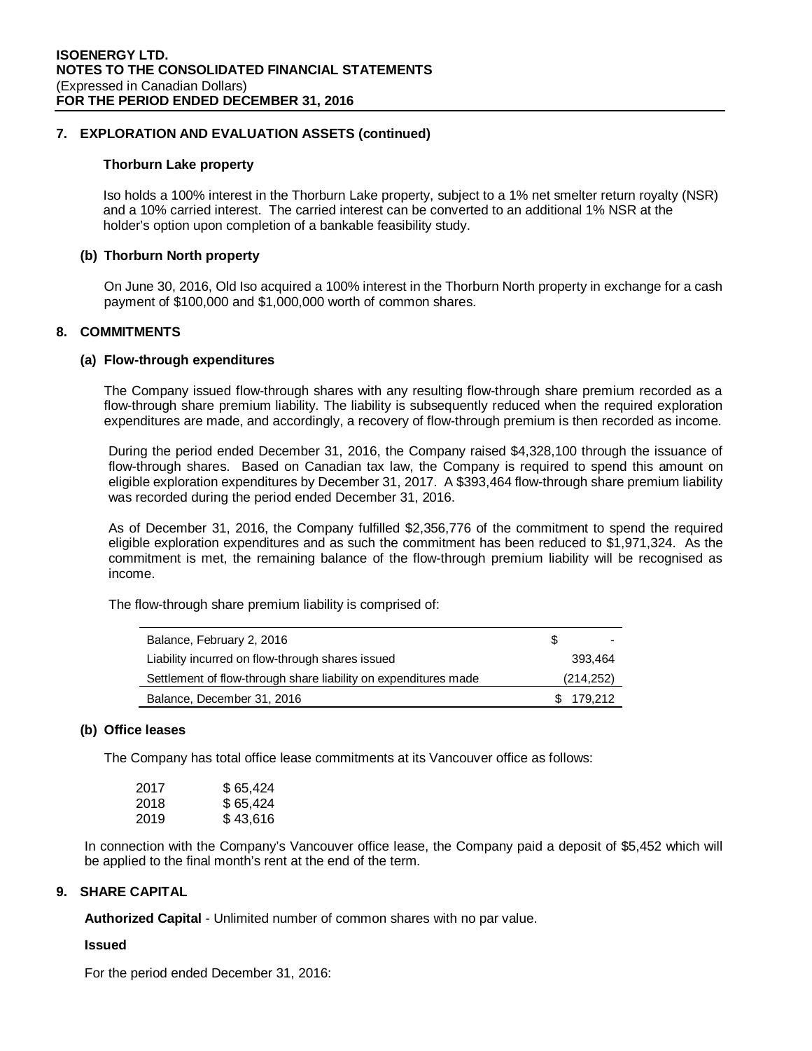## 7. EXPLORATION AND EVALUATION ASSETS (continued)

### Thorburn Lake property

Iso holds a 100% interest in the Thorburn Lake property, subject to a 1% net smelter return royalty (NSR) and a 10% carried interest. The carried interest can be converted to an additional 1% NSR at the holder's option upon completion of a bankable feasibility study.

### (b) Thorburn North property

On June 30, 2016, Old Iso acquired a 100% interest in the Thorburn North property in exchange for a cash payment of $100,000 and $1,000,000 worth of common shares.

## 8. COMMITMENTS

### (a) Flow-through expenditures

The Company issued flow-through shares with any resulting flow-through share premium recorded as a flow-through share premium liability. The liability is subsequently reduced when the required exploration expenditures are made, and accordingly, a recovery of flow-through premium is then recorded as income.

During the period ended December 31, 2016, the Company raised $4,328,100 through the issuance of flow-through shares. Based on Canadian tax law, the Company is required to spend this amount on eligible exploration expenditures by December 31, 2017. A $393,464 flow-through share premium liability was recorded during the period ended December 31, 2016.

As of December 31, 2016, the Company fulfilled $2,356,776 of the commitment to spend the required eligible exploration expenditures and as such the commitment has been reduced to $1,971,324. As the commitment is met, the remaining balance of the flow-through premium liability will be recognised as income.

The flow-through share premium liability is comprised of:

| | |
|---|---|
| Balance, February 2, 2016 | $ - |
| Liability incurred on flow-through shares issued | 393,464 |
| Settlement of flow-through share liability on expenditures made | (214,252) |
| Balance, December 31, 2016 | $ 179,212 |

### (b) Office leases

The Company has total office lease commitments at its Vancouver office as follows:

| | |
|---|---|
| 2017 | $ 65,424 |
| 2018 | $ 65,424 |
| 2019 | $ 43,616 |

In connection with the Company's Vancouver office lease, the Company paid a deposit of $5,452 which will be applied to the final month's rent at the end of the term.

## 9. SHARE CAPITAL

**Authorized Capital** - Unlimited number of common shares with no par value.

**Issued**

For the period ended December 31, 2016: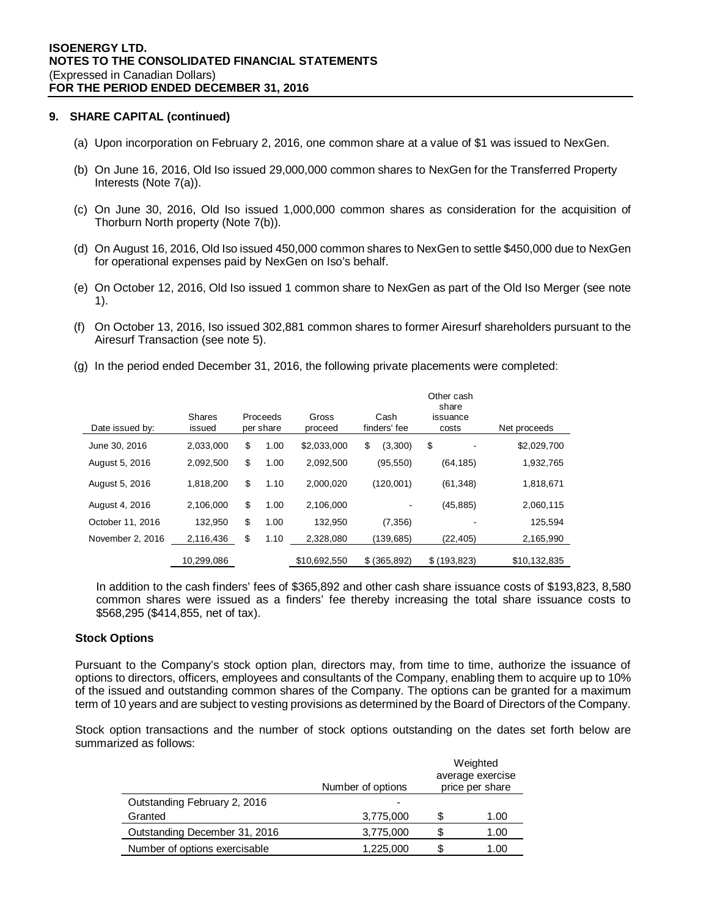## 9. SHARE CAPITAL (continued)

(a) Upon incorporation on February 2, 2016, one common share at a value of $1 was issued to NexGen.

(b) On June 16, 2016, Old Iso issued 29,000,000 common shares to NexGen for the Transferred Property Interests (Note 7(a)).

(c) On June 30, 2016, Old Iso issued 1,000,000 common shares as consideration for the acquisition of Thorburn North property (Note 7(b)).

(d) On August 16, 2016, Old Iso issued 450,000 common shares to NexGen to settle $450,000 due to NexGen for operational expenses paid by NexGen on Iso's behalf.

(e) On October 12, 2016, Old Iso issued 1 common share to NexGen as part of the Old Iso Merger (see note 1).

(f) On October 13, 2016, Iso issued 302,881 common shares to former Airesurf shareholders pursuant to the Airesurf Transaction (see note 5).

(g) In the period ended December 31, 2016, the following private placements were completed:

| Date issued by: | Shares issued | Proceeds per share | Gross proceed | Cash finders' fee | Other cash share issuance costs | Net proceeds |
|---|---|---|---|---|---|---|
| June 30, 2016 | 2,033,000 | $ 1.00 | $2,033,000 | $ (3,300) | $ - | $2,029,700 |
| August 5, 2016 | 2,092,500 | $ 1.00 | 2,092,500 | (95,550) | (64,185) | 1,932,765 |
| August 5, 2016 | 1,818,200 | $ 1.10 | 2,000,020 | (120,001) | (61,348) | 1,818,671 |
| August 4, 2016 | 2,106,000 | $ 1.00 | 2,106,000 | - | (45,885) | 2,060,115 |
| October 11, 2016 | 132,950 | $ 1.00 | 132,950 | (7,356) | - | 125,594 |
| November 2, 2016 | 2,116,436 | $ 1.10 | 2,328,080 | (139,685) | (22,405) | 2,165,990 |
| | 10,299,086 | | $10,692,550 | $ (365,892) | $ (193,823) | $10,132,835 |

In addition to the cash finders' fees of $365,892 and other cash share issuance costs of $193,823, 8,580 common shares were issued as a finders' fee thereby increasing the total share issuance costs to $568,295 ($414,855, net of tax).

### Stock Options

Pursuant to the Company's stock option plan, directors may, from time to time, authorize the issuance of options to directors, officers, employees and consultants of the Company, enabling them to acquire up to 10% of the issued and outstanding common shares of the Company. The options can be granted for a maximum term of 10 years and are subject to vesting provisions as determined by the Board of Directors of the Company.

Stock option transactions and the number of stock options outstanding on the dates set forth below are summarized as follows:

| | Number of options | Weighted average exercise price per share |
|---|---|---|
| Outstanding February 2, 2016 | - | |
| Granted | 3,775,000 | $ 1.00 |
| Outstanding December 31, 2016 | 3,775,000 | $ 1.00 |
| Number of options exercisable | 1,225,000 | $ 1.00 |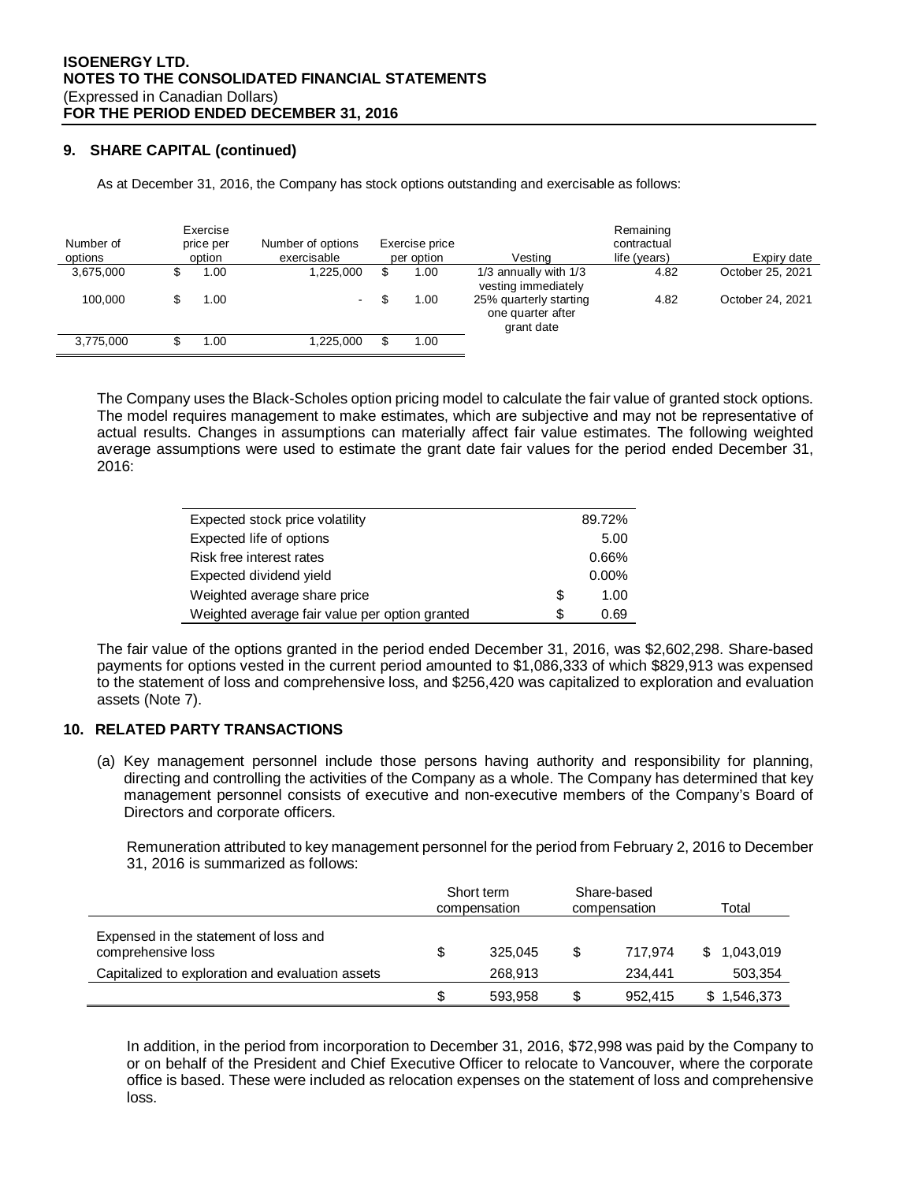## 9. SHARE CAPITAL (continued)

As at December 31, 2016, the Company has stock options outstanding and exercisable as follows:

| Number of options | Exercise price per option | Number of options exercisable | Exercise price per option | Vesting | Remaining contractual life (years) | Expiry date |
|---|---|---|---|---|---|---|
| 3,675,000 | $ 1.00 | 1,225,000 | $ 1.00 | 1/3 annually with 1/3 vesting immediately | 4.82 | October 25, 2021 |
| 100,000 | $ 1.00 | - | $ 1.00 | 25% quarterly starting one quarter after grant date | 4.82 | October 24, 2021 |
| 3,775,000 | $ 1.00 | 1,225,000 | $ 1.00 | | | |

The Company uses the Black-Scholes option pricing model to calculate the fair value of granted stock options. The model requires management to make estimates, which are subjective and may not be representative of actual results. Changes in assumptions can materially affect fair value estimates. The following weighted average assumptions were used to estimate the grant date fair values for the period ended December 31, 2016:

| | |
|---|---|
| Expected stock price volatility | 89.72% |
| Expected life of options | 5.00 |
| Risk free interest rates | 0.66% |
| Expected dividend yield | 0.00% |
| Weighted average share price | $ 1.00 |
| Weighted average fair value per option granted | $ 0.69 |

The fair value of the options granted in the period ended December 31, 2016, was $2,602,298. Share-based payments for options vested in the current period amounted to $1,086,333 of which $829,913 was expensed to the statement of loss and comprehensive loss, and $256,420 was capitalized to exploration and evaluation assets (Note 7).

## 10. RELATED PARTY TRANSACTIONS

(a) Key management personnel include those persons having authority and responsibility for planning, directing and controlling the activities of the Company as a whole. The Company has determined that key management personnel consists of executive and non-executive members of the Company's Board of Directors and corporate officers.

Remuneration attributed to key management personnel for the period from February 2, 2016 to December 31, 2016 is summarized as follows:

| | Short term compensation | Share-based compensation | Total |
|---|---|---|---|
| Expensed in the statement of loss and comprehensive loss | $ 325,045 | $ 717,974 | $ 1,043,019 |
| Capitalized to exploration and evaluation assets | 268,913 | 234,441 | 503,354 |
| | $ 593,958 | $ 952,415 | $ 1,546,373 |

In addition, in the period from incorporation to December 31, 2016, $72,998 was paid by the Company to or on behalf of the President and Chief Executive Officer to relocate to Vancouver, where the corporate office is based. These were included as relocation expenses on the statement of loss and comprehensive loss.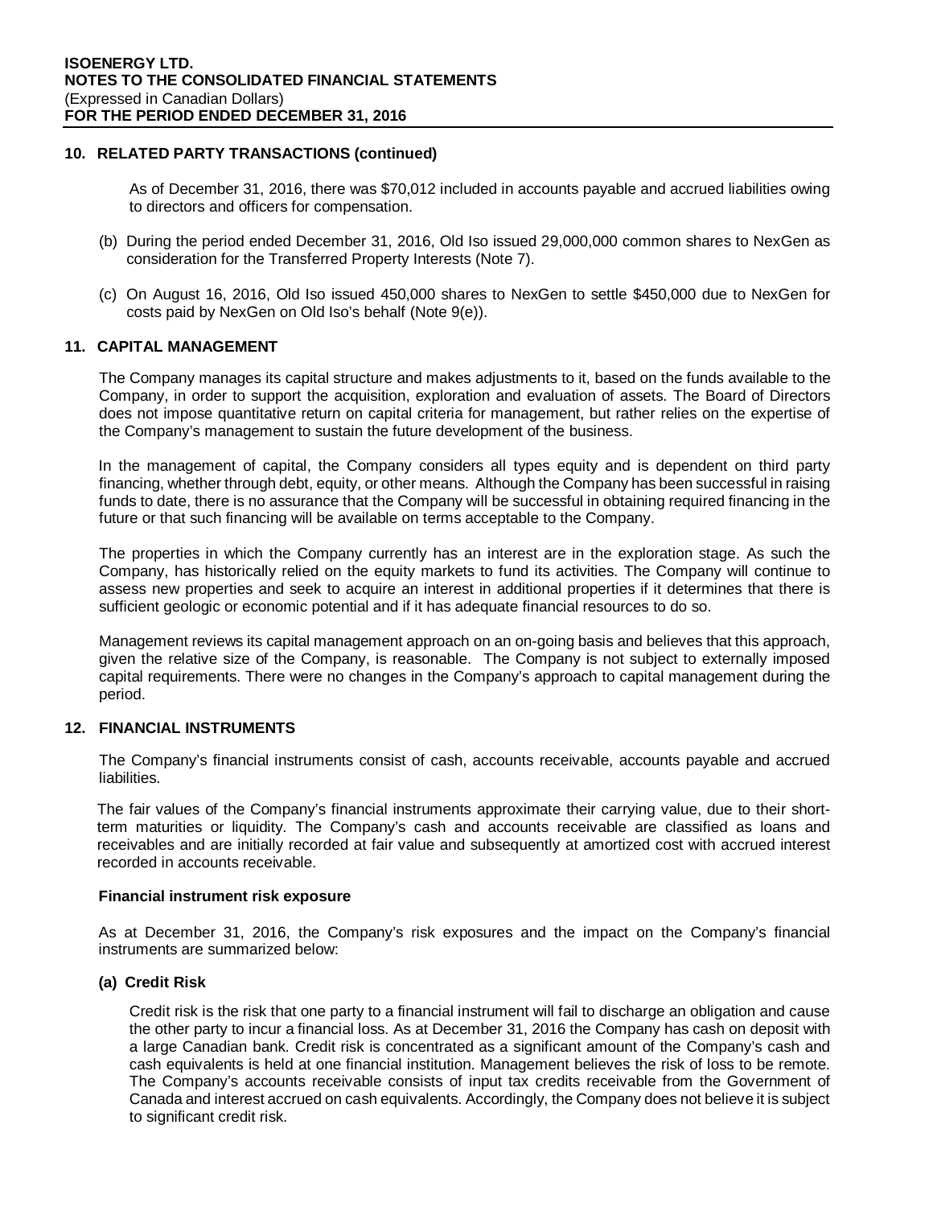## 10. RELATED PARTY TRANSACTIONS (continued)

As of December 31, 2016, there was $70,012 included in accounts payable and accrued liabilities owing to directors and officers for compensation.

(b) During the period ended December 31, 2016, Old Iso issued 29,000,000 common shares to NexGen as consideration for the Transferred Property Interests (Note 7).

(c) On August 16, 2016, Old Iso issued 450,000 shares to NexGen to settle $450,000 due to NexGen for costs paid by NexGen on Old Iso's behalf (Note 9(e)).

## 11. CAPITAL MANAGEMENT

The Company manages its capital structure and makes adjustments to it, based on the funds available to the Company, in order to support the acquisition, exploration and evaluation of assets. The Board of Directors does not impose quantitative return on capital criteria for management, but rather relies on the expertise of the Company's management to sustain the future development of the business.

In the management of capital, the Company considers all types equity and is dependent on third party financing, whether through debt, equity, or other means. Although the Company has been successful in raising funds to date, there is no assurance that the Company will be successful in obtaining required financing in the future or that such financing will be available on terms acceptable to the Company.

The properties in which the Company currently has an interest are in the exploration stage. As such the Company, has historically relied on the equity markets to fund its activities. The Company will continue to assess new properties and seek to acquire an interest in additional properties if it determines that there is sufficient geologic or economic potential and if it has adequate financial resources to do so.

Management reviews its capital management approach on an on-going basis and believes that this approach, given the relative size of the Company, is reasonable. The Company is not subject to externally imposed capital requirements. There were no changes in the Company's approach to capital management during the period.

## 12. FINANCIAL INSTRUMENTS

The Company's financial instruments consist of cash, accounts receivable, accounts payable and accrued liabilities.

The fair values of the Company's financial instruments approximate their carrying value, due to their short-term maturities or liquidity. The Company's cash and accounts receivable are classified as loans and receivables and are initially recorded at fair value and subsequently at amortized cost with accrued interest recorded in accounts receivable.

### Financial instrument risk exposure

As at December 31, 2016, the Company's risk exposures and the impact on the Company's financial instruments are summarized below:

### (a) Credit Risk

Credit risk is the risk that one party to a financial instrument will fail to discharge an obligation and cause the other party to incur a financial loss. As at December 31, 2016 the Company has cash on deposit with a large Canadian bank. Credit risk is concentrated as a significant amount of the Company's cash and cash equivalents is held at one financial institution. Management believes the risk of loss to be remote. The Company's accounts receivable consists of input tax credits receivable from the Government of Canada and interest accrued on cash equivalents. Accordingly, the Company does not believe it is subject to significant credit risk.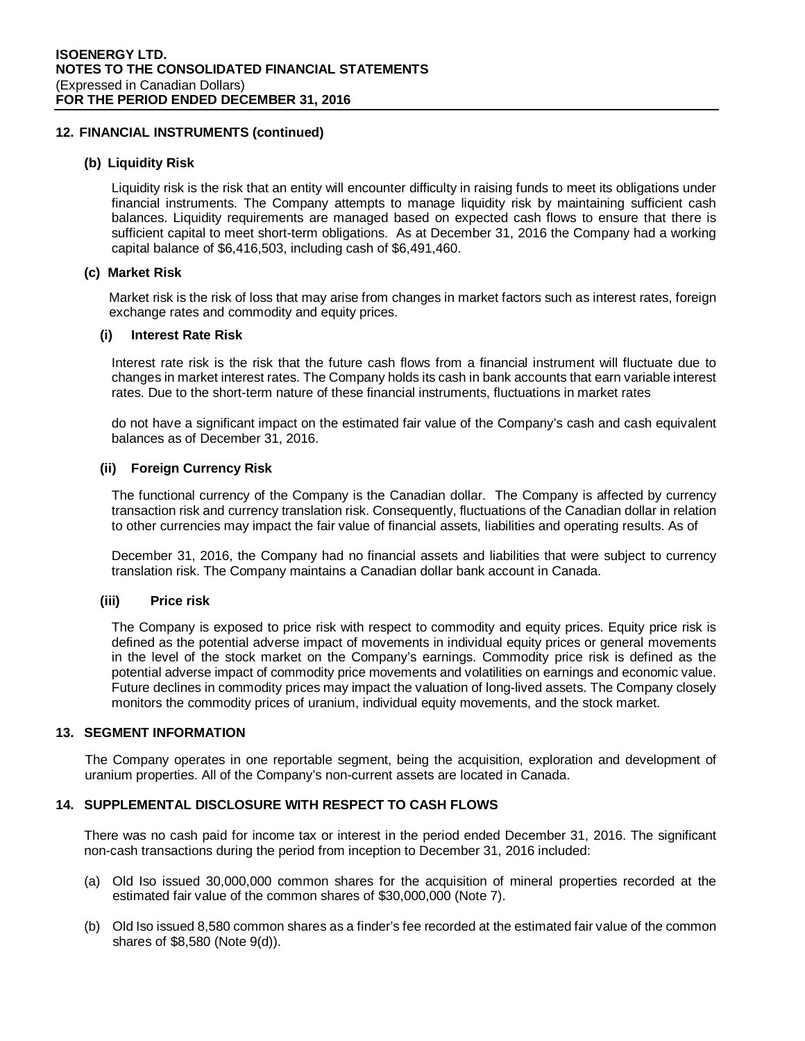## 12. FINANCIAL INSTRUMENTS (continued)

### (b) Liquidity Risk

Liquidity risk is the risk that an entity will encounter difficulty in raising funds to meet its obligations under financial instruments. The Company attempts to manage liquidity risk by maintaining sufficient cash balances. Liquidity requirements are managed based on expected cash flows to ensure that there is sufficient capital to meet short-term obligations. As at December 31, 2016 the Company had a working capital balance of $6,416,503, including cash of $6,491,460.

### (c) Market Risk

Market risk is the risk of loss that may arise from changes in market factors such as interest rates, foreign exchange rates and commodity and equity prices.

#### (i) Interest Rate Risk

Interest rate risk is the risk that the future cash flows from a financial instrument will fluctuate due to changes in market interest rates. The Company holds its cash in bank accounts that earn variable interest rates. Due to the short-term nature of these financial instruments, fluctuations in market rates do not have a significant impact on the estimated fair value of the Company's cash and cash equivalent balances as of December 31, 2016.

#### (ii) Foreign Currency Risk

The functional currency of the Company is the Canadian dollar. The Company is affected by currency transaction risk and currency translation risk. Consequently, fluctuations of the Canadian dollar in relation to other currencies may impact the fair value of financial assets, liabilities and operating results. As of December 31, 2016, the Company had no financial assets and liabilities that were subject to currency translation risk. The Company maintains a Canadian dollar bank account in Canada.

#### (iii) Price risk

The Company is exposed to price risk with respect to commodity and equity prices. Equity price risk is defined as the potential adverse impact of movements in individual equity prices or general movements in the level of the stock market on the Company's earnings. Commodity price risk is defined as the potential adverse impact of commodity price movements and volatilities on earnings and economic value. Future declines in commodity prices may impact the valuation of long-lived assets. The Company closely monitors the commodity prices of uranium, individual equity movements, and the stock market.

## 13. SEGMENT INFORMATION

The Company operates in one reportable segment, being the acquisition, exploration and development of uranium properties. All of the Company's non-current assets are located in Canada.

## 14. SUPPLEMENTAL DISCLOSURE WITH RESPECT TO CASH FLOWS

There was no cash paid for income tax or interest in the period ended December 31, 2016. The significant non-cash transactions during the period from inception to December 31, 2016 included:

(a) Old Iso issued 30,000,000 common shares for the acquisition of mineral properties recorded at the estimated fair value of the common shares of $30,000,000 (Note 7).

(b) Old Iso issued 8,580 common shares as a finder's fee recorded at the estimated fair value of the common shares of $8,580 (Note 9(d)).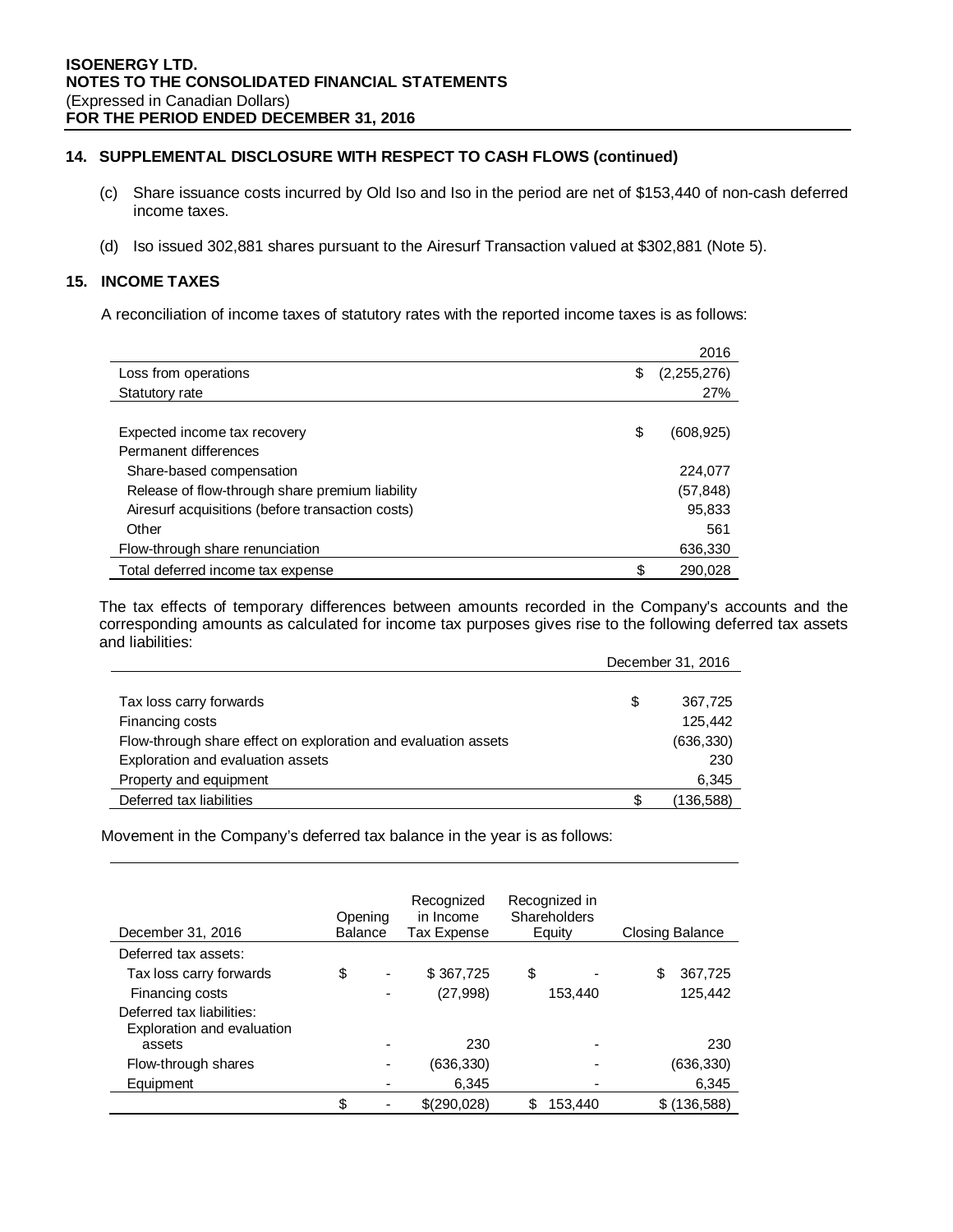**ISOENERGY LTD.**
**NOTES TO THE CONSOLIDATED FINANCIAL STATEMENTS**
(Expressed in Canadian Dollars)
**FOR THE PERIOD ENDED DECEMBER 31, 2016**

## 14. SUPPLEMENTAL DISCLOSURE WITH RESPECT TO CASH FLOWS (continued)

(c) Share issuance costs incurred by Old Iso and Iso in the period are net of $153,440 of non-cash deferred income taxes.

(d) Iso issued 302,881 shares pursuant to the Airesurf Transaction valued at $302,881 (Note 5).

## 15. INCOME TAXES

A reconciliation of income taxes of statutory rates with the reported income taxes is as follows:

| | 2016 |
|---|---|
| Loss from operations | $ (2,255,276) |
| Statutory rate | 27% |
| | |
| Expected income tax recovery | $ (608,925) |
| Permanent differences | |
| Share-based compensation | 224,077 |
| Release of flow-through share premium liability | (57,848) |
| Airesurf acquisitions (before transaction costs) | 95,833 |
| Other | 561 |
| Flow-through share renunciation | 636,330 |
| Total deferred income tax expense | $ 290,028 |

The tax effects of temporary differences between amounts recorded in the Company's accounts and the corresponding amounts as calculated for income tax purposes gives rise to the following deferred tax assets and liabilities:

| | December 31, 2016 |
|---|---|
| Tax loss carry forwards | $ 367,725 |
| Financing costs | 125,442 |
| Flow-through share effect on exploration and evaluation assets | (636,330) |
| Exploration and evaluation assets | 230 |
| Property and equipment | 6,345 |
| Deferred tax liabilities | $ (136,588) |

Movement in the Company's deferred tax balance in the year is as follows:

| December 31, 2016 | Opening Balance | Recognized in Income Tax Expense | Recognized in Shareholders Equity | Closing Balance |
|---|---|---|---|---|
| Deferred tax assets: | | | | |
| Tax loss carry forwards | $ - | $ 367,725 | $ - | $ 367,725 |
| Financing costs | - | (27,998) | 153,440 | 125,442 |
| Deferred tax liabilities: | | | | |
| Exploration and evaluation assets | - | 230 | - | 230 |
| Flow-through shares | - | (636,330) | - | (636,330) |
| Equipment | - | 6,345 | - | 6,345 |
| | $ - | $(290,028) | $ 153,440 | $ (136,588) |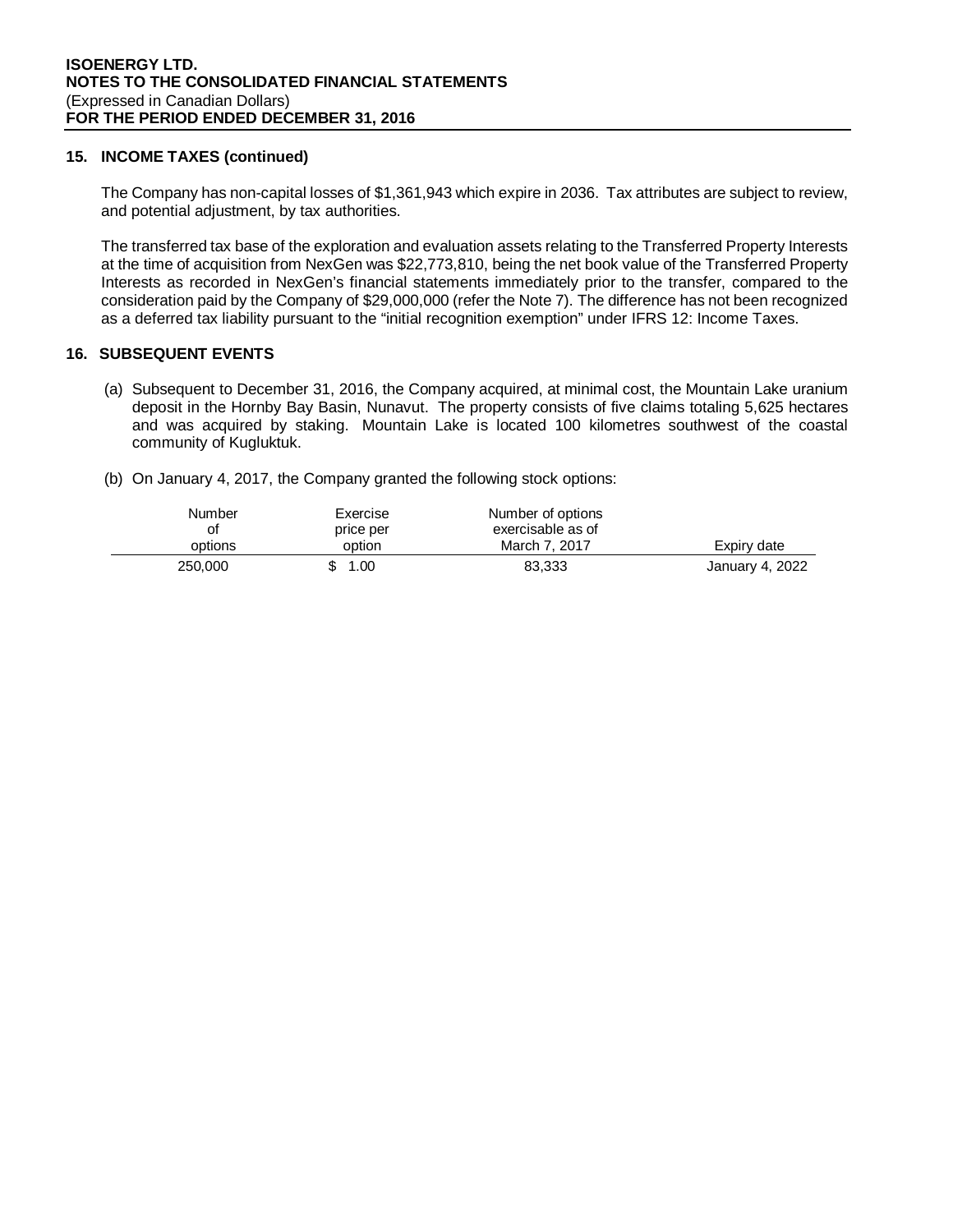## 15. INCOME TAXES (continued)

The Company has non-capital losses of $1,361,943 which expire in 2036. Tax attributes are subject to review, and potential adjustment, by tax authorities.

The transferred tax base of the exploration and evaluation assets relating to the Transferred Property Interests at the time of acquisition from NexGen was $22,773,810, being the net book value of the Transferred Property Interests as recorded in NexGen's financial statements immediately prior to the transfer, compared to the consideration paid by the Company of $29,000,000 (refer the Note 7). The difference has not been recognized as a deferred tax liability pursuant to the "initial recognition exemption" under IFRS 12: Income Taxes.

## 16. SUBSEQUENT EVENTS

(a) Subsequent to December 31, 2016, the Company acquired, at minimal cost, the Mountain Lake uranium deposit in the Hornby Bay Basin, Nunavut. The property consists of five claims totaling 5,625 hectares and was acquired by staking. Mountain Lake is located 100 kilometres southwest of the coastal community of Kugluktuk.

(b) On January 4, 2017, the Company granted the following stock options:

| Number of options | Exercise price per option | Number of options exercisable as of March 7, 2017 | Expiry date |
|---|---|---|---|
| 250,000 | $ 1.00 | 83,333 | January 4, 2022 |